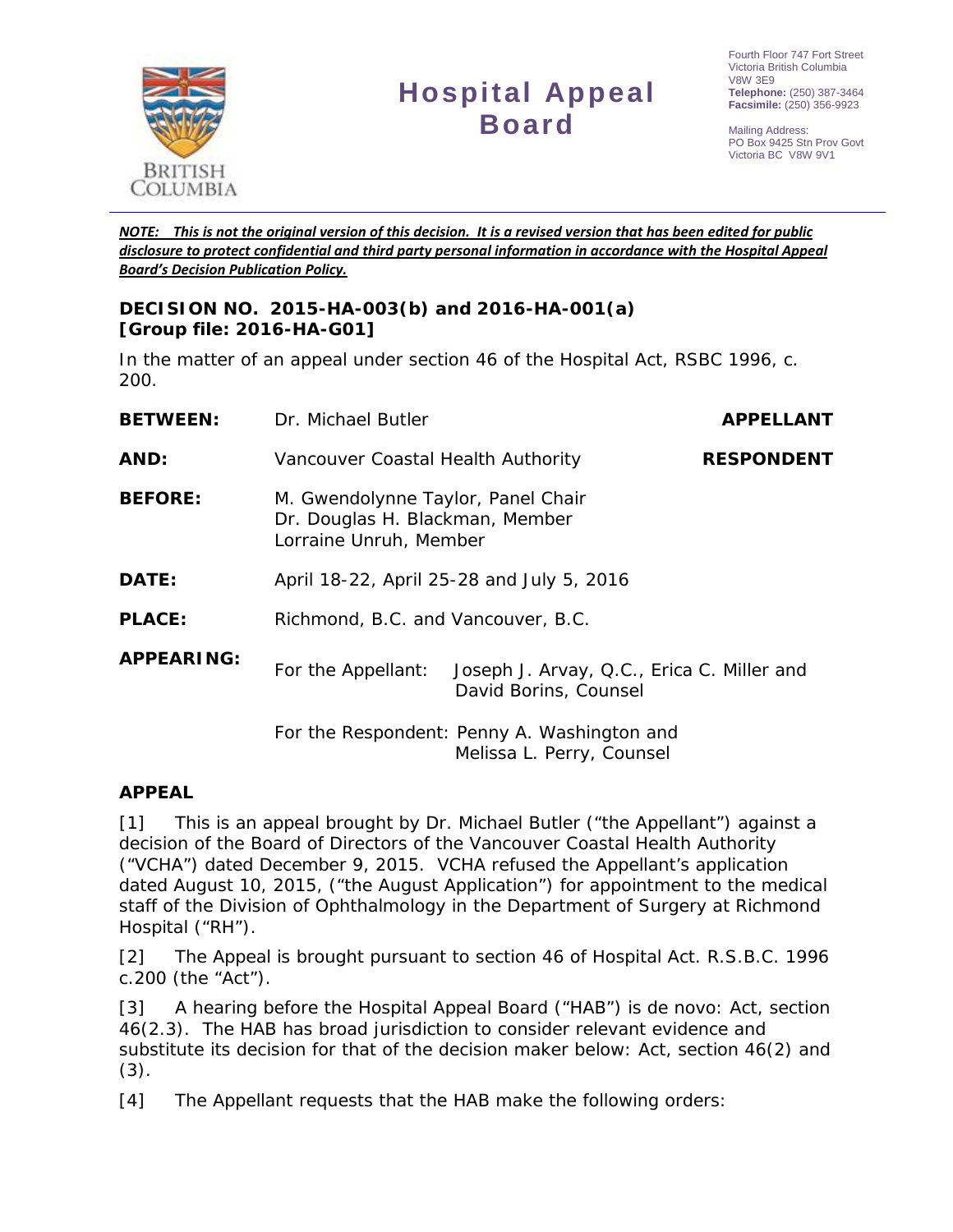# Hospital Appeal Board

Fourth Floor 747 Fort Street
Victoria British Columbia
V8W 3E9
**Telephone:** (250) 387-3464
**Facsimile:** (250) 356-9923

Mailing Address:
PO Box 9425 Stn Prov Govt
Victoria BC V8W 9V1

***NOTE: This is not the original version of this decision. It is a revised version that has been edited for public disclosure to protect confidential and third party personal information in accordance with the Hospital Appeal Board's Decision Publication Policy.***

**DECISION NO. 2015-HA-003(b) and 2016-HA-001(a)**
**[Group file: 2016-HA-G01]**

In the matter of an appeal under section 46 of the Hospital Act, RSBC 1996, c. 200.

| | | |
|---|---|---|
| **BETWEEN:** | Dr. Michael Butler | **APPELLANT** |
| **AND:** | Vancouver Coastal Health Authority | **RESPONDENT** |
| **BEFORE:** | M. Gwendolynne Taylor, Panel Chair<br>Dr. Douglas H. Blackman, Member<br>Lorraine Unruh, Member | |
| **DATE:** | April 18-22, April 25-28 and July 5, 2016 | |
| **PLACE:** | Richmond, B.C. and Vancouver, B.C. | |
| **APPEARING:** | For the Appellant: Joseph J. Arvay, Q.C., Erica C. Miller and David Borins, Counsel<br><br>For the Respondent: Penny A. Washington and Melissa L. Perry, Counsel | |

## APPEAL

[1] This is an appeal brought by Dr. Michael Butler ("the Appellant") against a decision of the Board of Directors of the Vancouver Coastal Health Authority ("VCHA") dated December 9, 2015. VCHA refused the Appellant's application dated August 10, 2015, ("the August Application") for appointment to the medical staff of the Division of Ophthalmology in the Department of Surgery at Richmond Hospital ("RH").

[2] The Appeal is brought pursuant to section 46 of Hospital Act. R.S.B.C. 1996 c.200 (the "Act").

[3] A hearing before the Hospital Appeal Board ("HAB") is de novo: Act, section 46(2.3). The HAB has broad jurisdiction to consider relevant evidence and substitute its decision for that of the decision maker below: Act, section 46(2) and (3).

[4] The Appellant requests that the HAB make the following orders: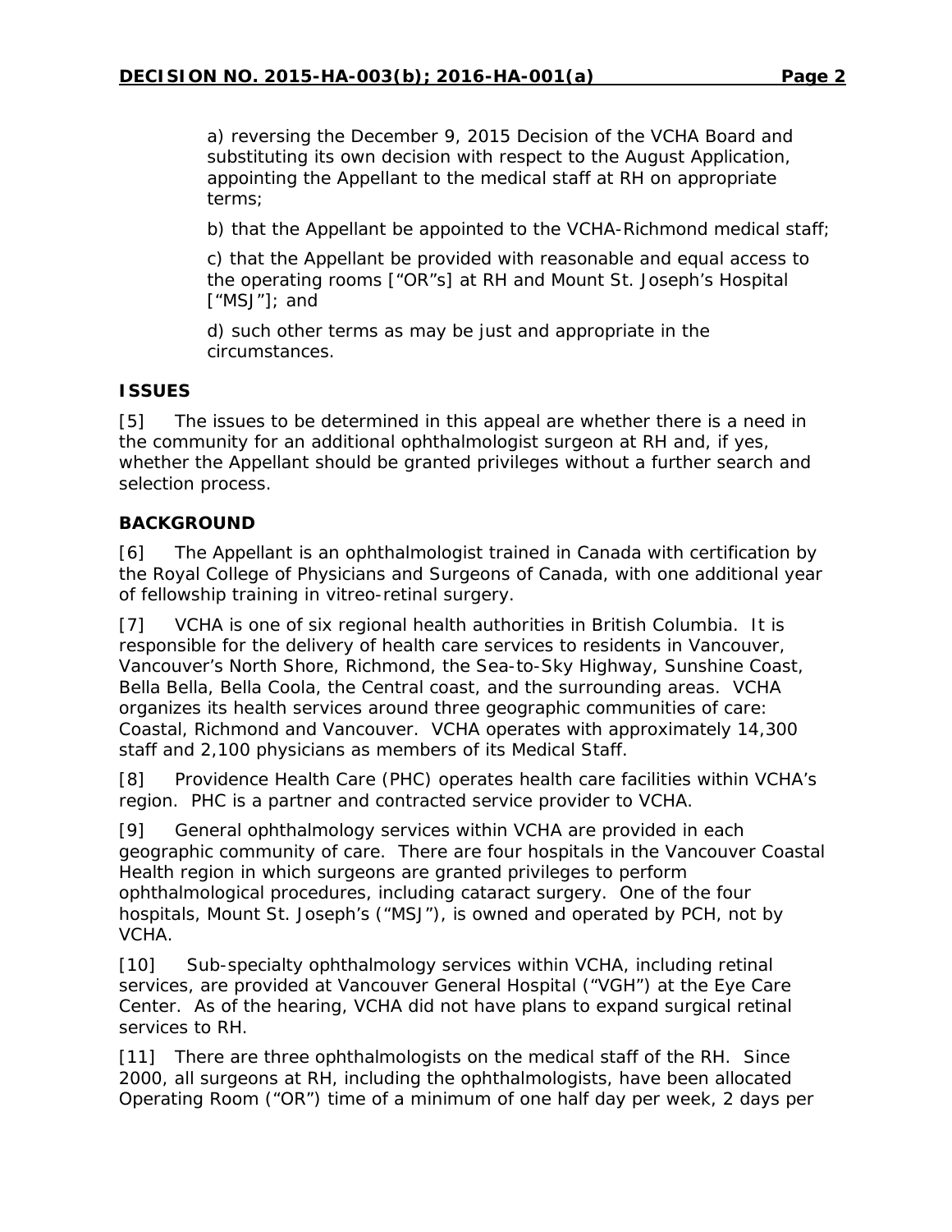a) reversing the December 9, 2015 Decision of the VCHA Board and substituting its own decision with respect to the August Application, appointing the Appellant to the medical staff at RH on appropriate terms;

b) that the Appellant be appointed to the VCHA-Richmond medical staff;

c) that the Appellant be provided with reasonable and equal access to the operating rooms ["OR"s] at RH and Mount St. Joseph's Hospital ["MSJ"]; and

d) such other terms as may be just and appropriate in the circumstances.

## ISSUES

[5] The issues to be determined in this appeal are whether there is a need in the community for an additional ophthalmologist surgeon at RH and, if yes, whether the Appellant should be granted privileges without a further search and selection process.

## BACKGROUND

[6] The Appellant is an ophthalmologist trained in Canada with certification by the Royal College of Physicians and Surgeons of Canada, with one additional year of fellowship training in vitreo-retinal surgery.

[7] VCHA is one of six regional health authorities in British Columbia. It is responsible for the delivery of health care services to residents in Vancouver, Vancouver's North Shore, Richmond, the Sea-to-Sky Highway, Sunshine Coast, Bella Bella, Bella Coola, the Central coast, and the surrounding areas. VCHA organizes its health services around three geographic communities of care: Coastal, Richmond and Vancouver. VCHA operates with approximately 14,300 staff and 2,100 physicians as members of its Medical Staff.

[8] Providence Health Care (PHC) operates health care facilities within VCHA's region. PHC is a partner and contracted service provider to VCHA.

[9] General ophthalmology services within VCHA are provided in each geographic community of care. There are four hospitals in the Vancouver Coastal Health region in which surgeons are granted privileges to perform ophthalmological procedures, including cataract surgery. One of the four hospitals, Mount St. Joseph's ("MSJ"), is owned and operated by PCH, not by VCHA.

[10] Sub-specialty ophthalmology services within VCHA, including retinal services, are provided at Vancouver General Hospital ("VGH") at the Eye Care Center. As of the hearing, VCHA did not have plans to expand surgical retinal services to RH.

[11] There are three ophthalmologists on the medical staff of the RH. Since 2000, all surgeons at RH, including the ophthalmologists, have been allocated Operating Room ("OR") time of a minimum of one half day per week, 2 days per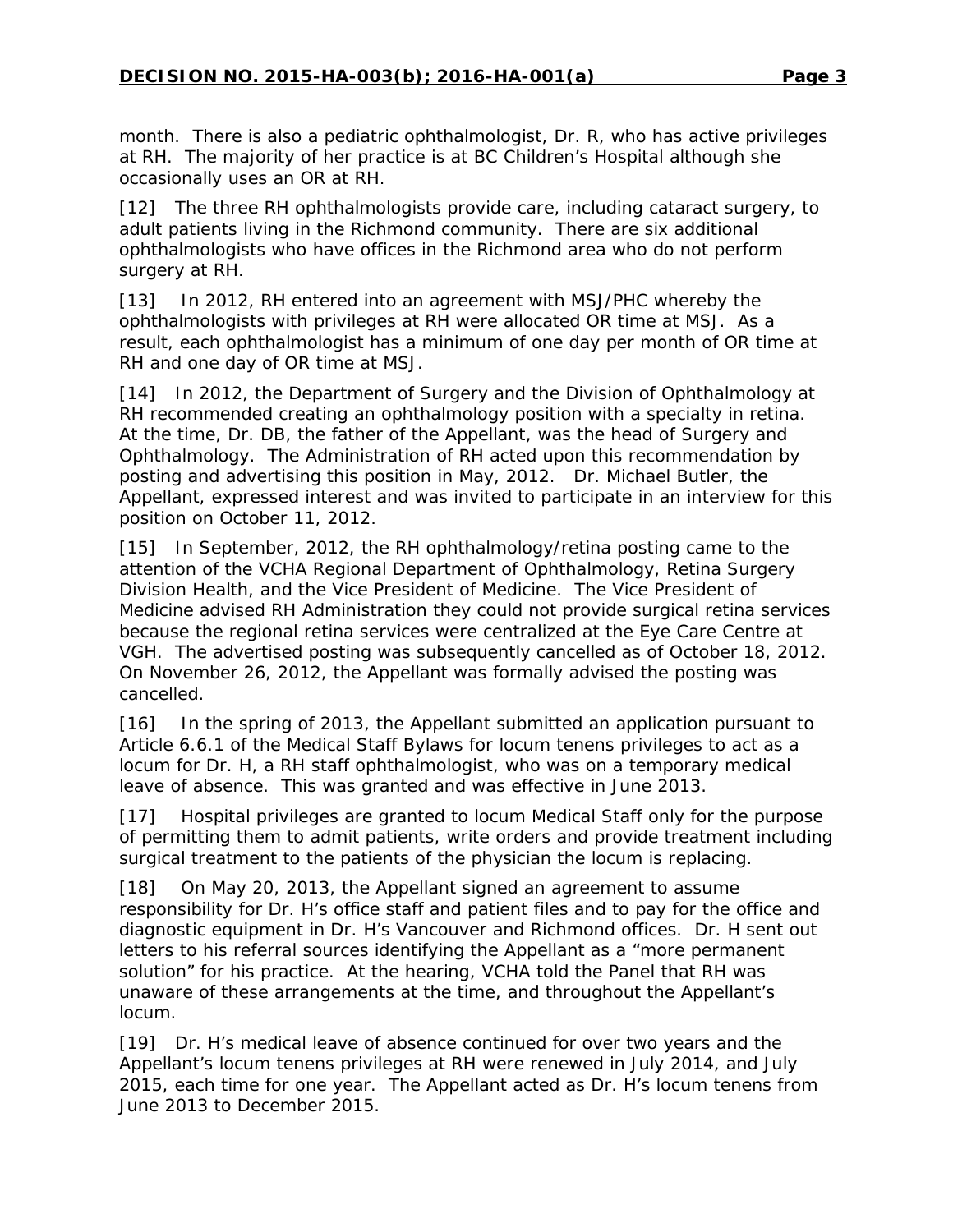month. There is also a pediatric ophthalmologist, Dr. R, who has active privileges at RH. The majority of her practice is at BC Children's Hospital although she occasionally uses an OR at RH.

[12] The three RH ophthalmologists provide care, including cataract surgery, to adult patients living in the Richmond community. There are six additional ophthalmologists who have offices in the Richmond area who do not perform surgery at RH.

[13] In 2012, RH entered into an agreement with MSJ/PHC whereby the ophthalmologists with privileges at RH were allocated OR time at MSJ. As a result, each ophthalmologist has a minimum of one day per month of OR time at RH and one day of OR time at MSJ.

[14] In 2012, the Department of Surgery and the Division of Ophthalmology at RH recommended creating an ophthalmology position with a specialty in retina. At the time, Dr. DB, the father of the Appellant, was the head of Surgery and Ophthalmology. The Administration of RH acted upon this recommendation by posting and advertising this position in May, 2012. Dr. Michael Butler, the Appellant, expressed interest and was invited to participate in an interview for this position on October 11, 2012.

[15] In September, 2012, the RH ophthalmology/retina posting came to the attention of the VCHA Regional Department of Ophthalmology, Retina Surgery Division Health, and the Vice President of Medicine. The Vice President of Medicine advised RH Administration they could not provide surgical retina services because the regional retina services were centralized at the Eye Care Centre at VGH. The advertised posting was subsequently cancelled as of October 18, 2012. On November 26, 2012, the Appellant was formally advised the posting was cancelled.

[16] In the spring of 2013, the Appellant submitted an application pursuant to Article 6.6.1 of the Medical Staff Bylaws for locum tenens privileges to act as a locum for Dr. H, a RH staff ophthalmologist, who was on a temporary medical leave of absence. This was granted and was effective in June 2013.

[17] Hospital privileges are granted to locum Medical Staff only for the purpose of permitting them to admit patients, write orders and provide treatment including surgical treatment to the patients of the physician the locum is replacing.

[18] On May 20, 2013, the Appellant signed an agreement to assume responsibility for Dr. H's office staff and patient files and to pay for the office and diagnostic equipment in Dr. H's Vancouver and Richmond offices. Dr. H sent out letters to his referral sources identifying the Appellant as a "more permanent solution" for his practice. At the hearing, VCHA told the Panel that RH was unaware of these arrangements at the time, and throughout the Appellant's locum.

[19] Dr. H's medical leave of absence continued for over two years and the Appellant's locum tenens privileges at RH were renewed in July 2014, and July 2015, each time for one year. The Appellant acted as Dr. H's locum tenens from June 2013 to December 2015.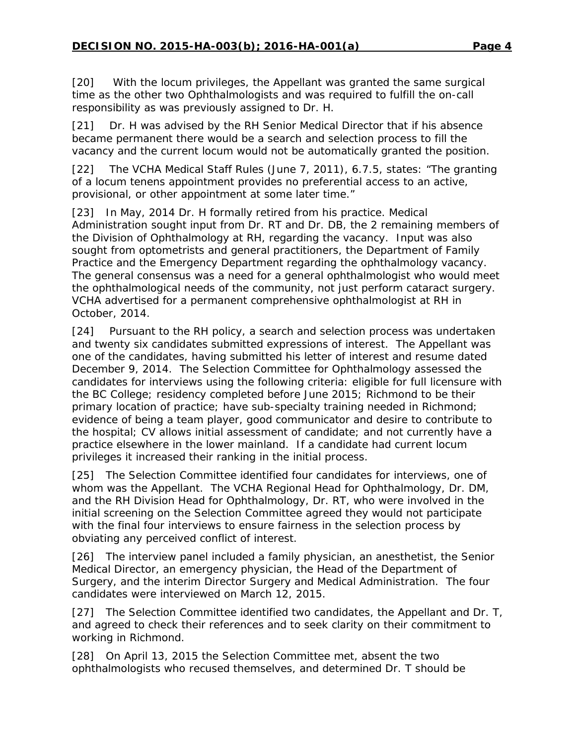[20] With the locum privileges, the Appellant was granted the same surgical time as the other two Ophthalmologists and was required to fulfill the on-call responsibility as was previously assigned to Dr. H.

[21] Dr. H was advised by the RH Senior Medical Director that if his absence became permanent there would be a search and selection process to fill the vacancy and the current locum would not be automatically granted the position.

[22] The VCHA Medical Staff Rules (June 7, 2011), 6.7.5, states: "The granting of a locum tenens appointment provides no preferential access to an active, provisional, or other appointment at some later time."

[23] In May, 2014 Dr. H formally retired from his practice. Medical Administration sought input from Dr. RT and Dr. DB, the 2 remaining members of the Division of Ophthalmology at RH, regarding the vacancy. Input was also sought from optometrists and general practitioners, the Department of Family Practice and the Emergency Department regarding the ophthalmology vacancy. The general consensus was a need for a general ophthalmologist who would meet the ophthalmological needs of the community, not just perform cataract surgery. VCHA advertised for a permanent comprehensive ophthalmologist at RH in October, 2014.

[24] Pursuant to the RH policy, a search and selection process was undertaken and twenty six candidates submitted expressions of interest. The Appellant was one of the candidates, having submitted his letter of interest and resume dated December 9, 2014. The Selection Committee for Ophthalmology assessed the candidates for interviews using the following criteria: eligible for full licensure with the BC College; residency completed before June 2015; Richmond to be their primary location of practice; have sub-specialty training needed in Richmond; evidence of being a team player, good communicator and desire to contribute to the hospital; CV allows initial assessment of candidate; and not currently have a practice elsewhere in the lower mainland. If a candidate had current locum privileges it increased their ranking in the initial process.

[25] The Selection Committee identified four candidates for interviews, one of whom was the Appellant. The VCHA Regional Head for Ophthalmology, Dr. DM, and the RH Division Head for Ophthalmology, Dr. RT, who were involved in the initial screening on the Selection Committee agreed they would not participate with the final four interviews to ensure fairness in the selection process by obviating any perceived conflict of interest.

[26] The interview panel included a family physician, an anesthetist, the Senior Medical Director, an emergency physician, the Head of the Department of Surgery, and the interim Director Surgery and Medical Administration. The four candidates were interviewed on March 12, 2015.

[27] The Selection Committee identified two candidates, the Appellant and Dr. T, and agreed to check their references and to seek clarity on their commitment to working in Richmond.

[28] On April 13, 2015 the Selection Committee met, absent the two ophthalmologists who recused themselves, and determined Dr. T should be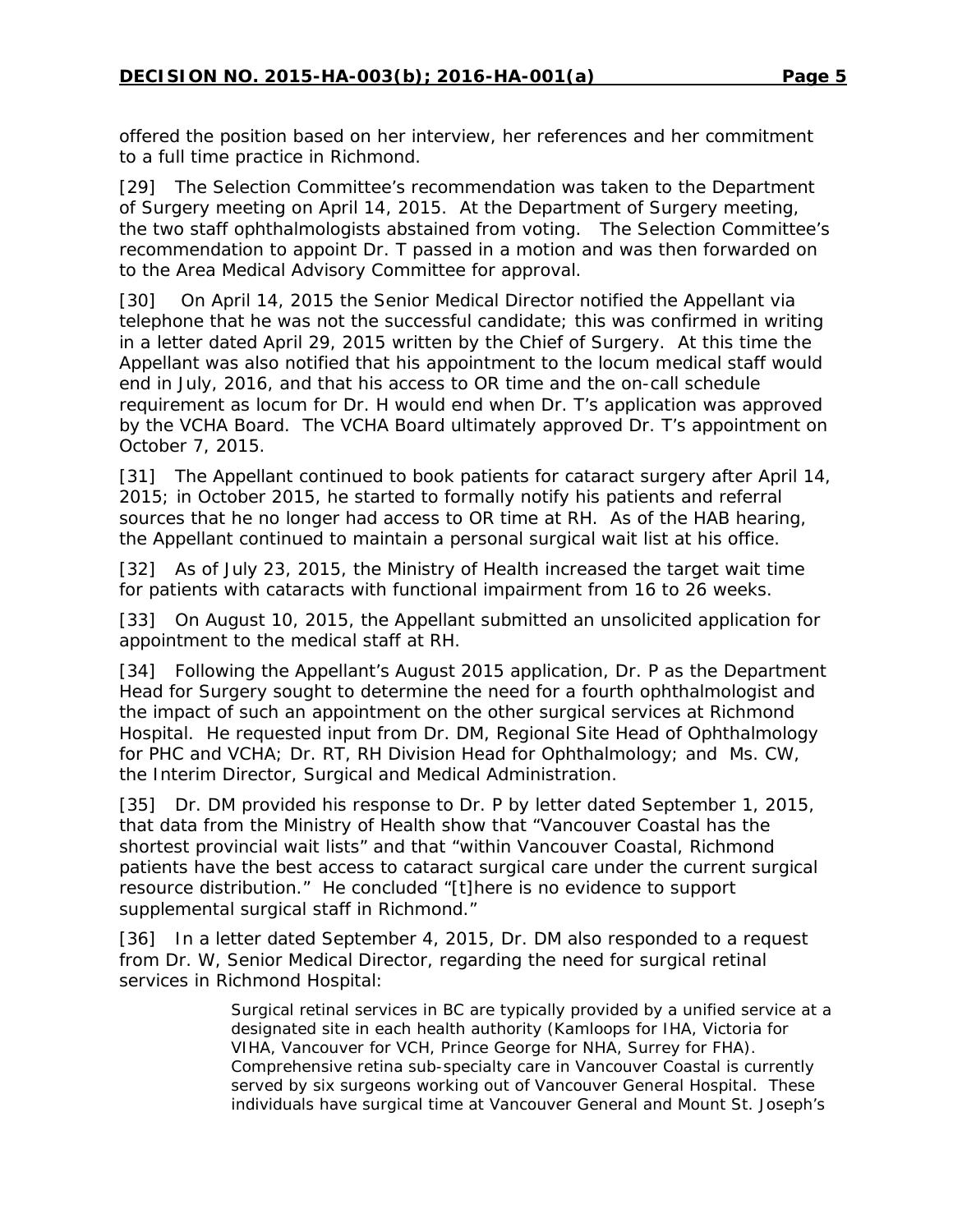offered the position based on her interview, her references and her commitment to a full time practice in Richmond.

[29] The Selection Committee's recommendation was taken to the Department of Surgery meeting on April 14, 2015. At the Department of Surgery meeting, the two staff ophthalmologists abstained from voting. The Selection Committee's recommendation to appoint Dr. T passed in a motion and was then forwarded on to the Area Medical Advisory Committee for approval.

[30] On April 14, 2015 the Senior Medical Director notified the Appellant via telephone that he was not the successful candidate; this was confirmed in writing in a letter dated April 29, 2015 written by the Chief of Surgery. At this time the Appellant was also notified that his appointment to the locum medical staff would end in July, 2016, and that his access to OR time and the on-call schedule requirement as locum for Dr. H would end when Dr. T's application was approved by the VCHA Board. The VCHA Board ultimately approved Dr. T's appointment on October 7, 2015.

[31] The Appellant continued to book patients for cataract surgery after April 14, 2015; in October 2015, he started to formally notify his patients and referral sources that he no longer had access to OR time at RH. As of the HAB hearing, the Appellant continued to maintain a personal surgical wait list at his office.

[32] As of July 23, 2015, the Ministry of Health increased the target wait time for patients with cataracts with functional impairment from 16 to 26 weeks.

[33] On August 10, 2015, the Appellant submitted an unsolicited application for appointment to the medical staff at RH.

[34] Following the Appellant's August 2015 application, Dr. P as the Department Head for Surgery sought to determine the need for a fourth ophthalmologist and the impact of such an appointment on the other surgical services at Richmond Hospital. He requested input from Dr. DM, Regional Site Head of Ophthalmology for PHC and VCHA; Dr. RT, RH Division Head for Ophthalmology; and Ms. CW, the Interim Director, Surgical and Medical Administration.

[35] Dr. DM provided his response to Dr. P by letter dated September 1, 2015, that data from the Ministry of Health show that "Vancouver Coastal has the shortest provincial wait lists" and that "within Vancouver Coastal, Richmond patients have the best access to cataract surgical care under the current surgical resource distribution." He concluded "[t]here is no evidence to support supplemental surgical staff in Richmond."

[36] In a letter dated September 4, 2015, Dr. DM also responded to a request from Dr. W, Senior Medical Director, regarding the need for surgical retinal services in Richmond Hospital:

> Surgical retinal services in BC are typically provided by a unified service at a designated site in each health authority (Kamloops for IHA, Victoria for VIHA, Vancouver for VCH, Prince George for NHA, Surrey for FHA). Comprehensive retina sub-specialty care in Vancouver Coastal is currently served by six surgeons working out of Vancouver General Hospital. These individuals have surgical time at Vancouver General and Mount St. Joseph's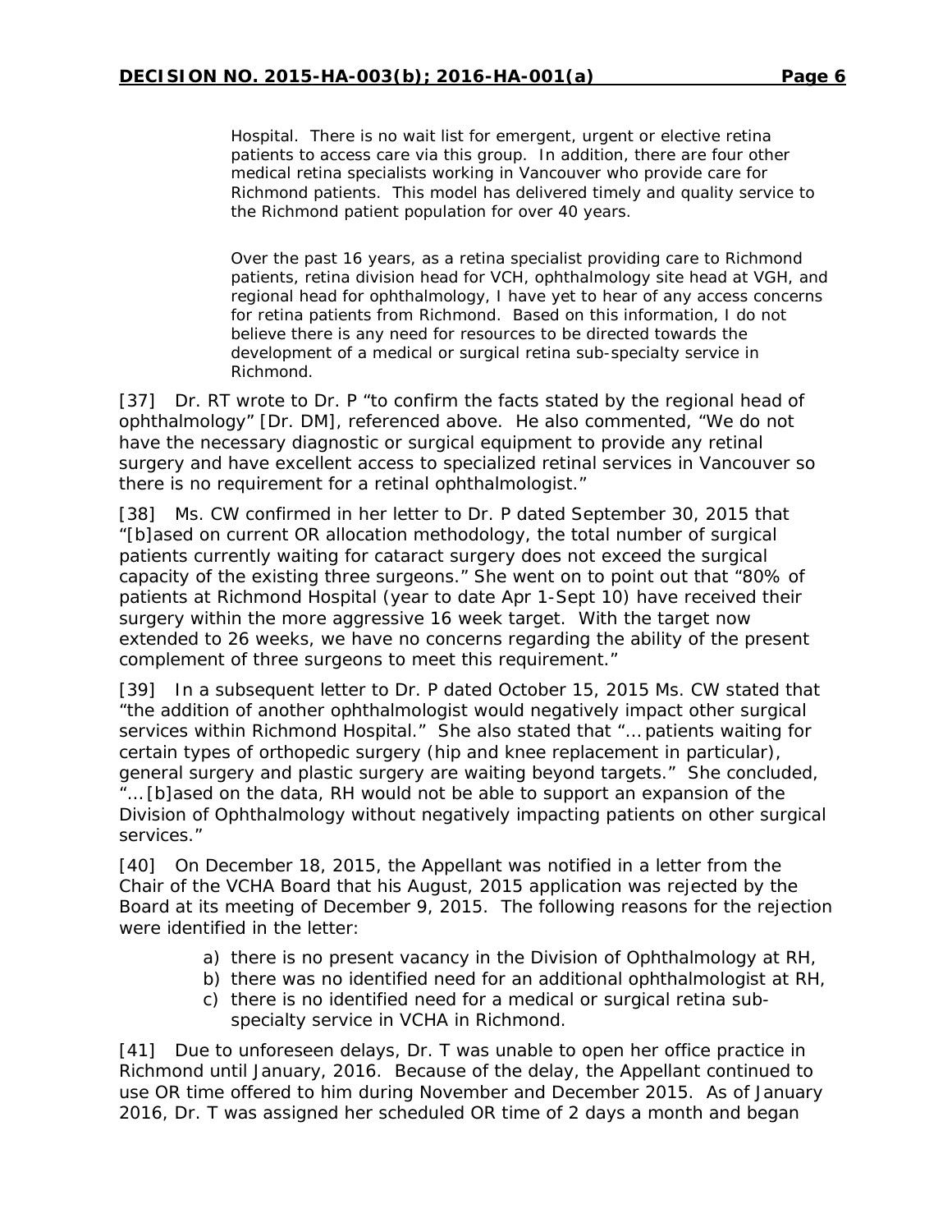> Hospital. There is no wait list for emergent, urgent or elective retina patients to access care via this group. In addition, there are four other medical retina specialists working in Vancouver who provide care for Richmond patients. This model has delivered timely and quality service to the Richmond patient population for over 40 years.
>
> Over the past 16 years, as a retina specialist providing care to Richmond patients, retina division head for VCH, ophthalmology site head at VGH, and regional head for ophthalmology, I have yet to hear of any access concerns for retina patients from Richmond. Based on this information, I do not believe there is any need for resources to be directed towards the development of a medical or surgical retina sub-specialty service in Richmond.

[37] Dr. RT wrote to Dr. P "to confirm the facts stated by the regional head of ophthalmology" [Dr. DM], referenced above. He also commented, "We do not have the necessary diagnostic or surgical equipment to provide any retinal surgery and have excellent access to specialized retinal services in Vancouver so there is no requirement for a retinal ophthalmologist."

[38] Ms. CW confirmed in her letter to Dr. P dated September 30, 2015 that "[b]ased on current OR allocation methodology, the total number of surgical patients currently waiting for cataract surgery does not exceed the surgical capacity of the existing three surgeons." She went on to point out that "80% of patients at Richmond Hospital (year to date Apr 1-Sept 10) have received their surgery within the more aggressive 16 week target. With the target now extended to 26 weeks, we have no concerns regarding the ability of the present complement of three surgeons to meet this requirement."

[39] In a subsequent letter to Dr. P dated October 15, 2015 Ms. CW stated that "the addition of another ophthalmologist would negatively impact other surgical services within Richmond Hospital." She also stated that "… patients waiting for certain types of orthopedic surgery (hip and knee replacement in particular), general surgery and plastic surgery are waiting beyond targets." She concluded, "… [b]ased on the data, RH would not be able to support an expansion of the Division of Ophthalmology without negatively impacting patients on other surgical services."

[40] On December 18, 2015, the Appellant was notified in a letter from the Chair of the VCHA Board that his August, 2015 application was rejected by the Board at its meeting of December 9, 2015. The following reasons for the rejection were identified in the letter:

a) there is no present vacancy in the Division of Ophthalmology at RH,
b) there was no identified need for an additional ophthalmologist at RH,
c) there is no identified need for a medical or surgical retina sub-specialty service in VCHA in Richmond.

[41] Due to unforeseen delays, Dr. T was unable to open her office practice in Richmond until January, 2016. Because of the delay, the Appellant continued to use OR time offered to him during November and December 2015. As of January 2016, Dr. T was assigned her scheduled OR time of 2 days a month and began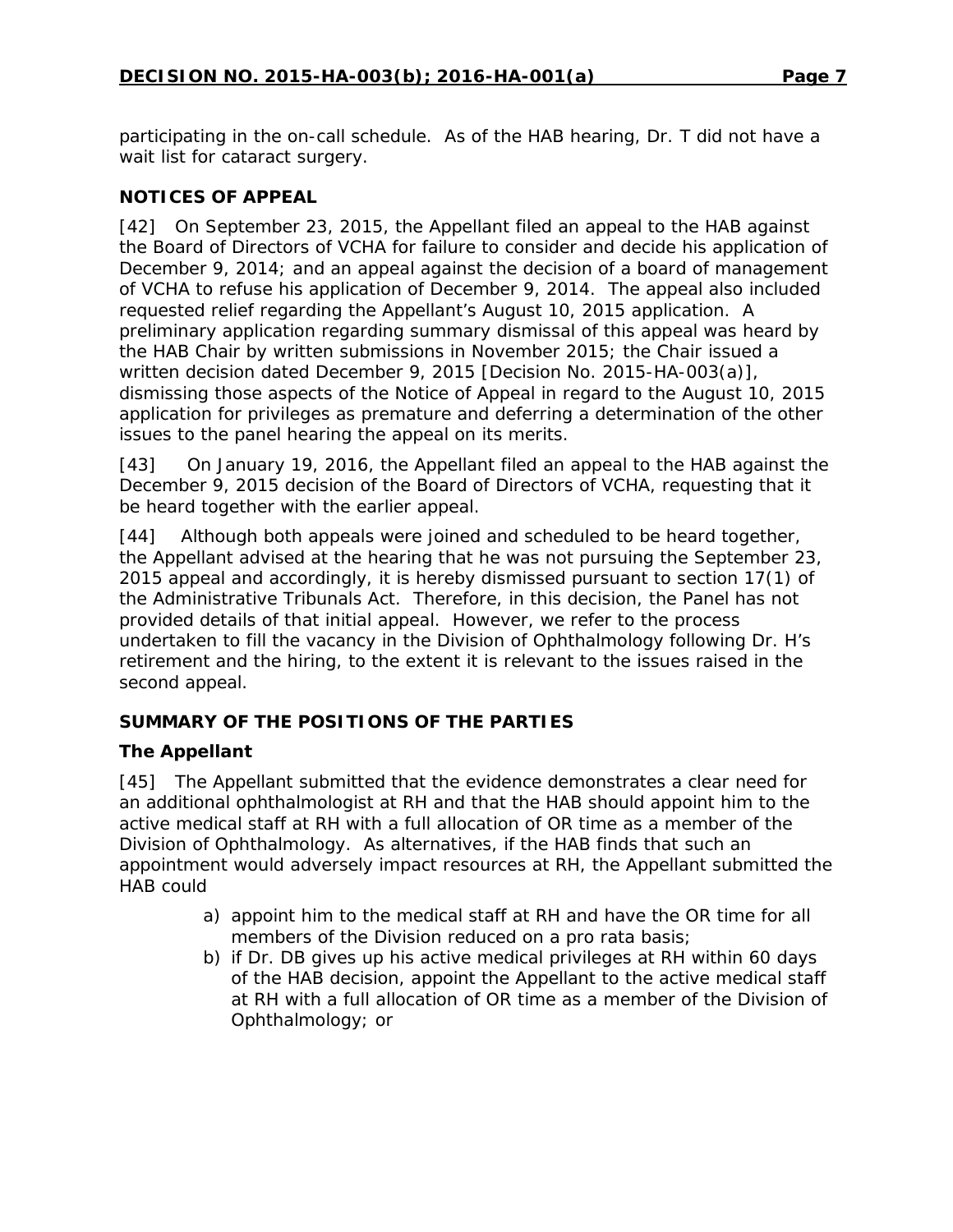participating in the on-call schedule. As of the HAB hearing, Dr. T did not have a wait list for cataract surgery.

## NOTICES OF APPEAL

[42] On September 23, 2015, the Appellant filed an appeal to the HAB against the Board of Directors of VCHA for failure to consider and decide his application of December 9, 2014; and an appeal against the decision of a board of management of VCHA to refuse his application of December 9, 2014. The appeal also included requested relief regarding the Appellant's August 10, 2015 application. A preliminary application regarding summary dismissal of this appeal was heard by the HAB Chair by written submissions in November 2015; the Chair issued a written decision dated December 9, 2015 [Decision No. 2015-HA-003(a)], dismissing those aspects of the Notice of Appeal in regard to the August 10, 2015 application for privileges as premature and deferring a determination of the other issues to the panel hearing the appeal on its merits.

[43] On January 19, 2016, the Appellant filed an appeal to the HAB against the December 9, 2015 decision of the Board of Directors of VCHA, requesting that it be heard together with the earlier appeal.

[44] Although both appeals were joined and scheduled to be heard together, the Appellant advised at the hearing that he was not pursuing the September 23, 2015 appeal and accordingly, it is hereby dismissed pursuant to section 17(1) of the Administrative Tribunals Act. Therefore, in this decision, the Panel has not provided details of that initial appeal. However, we refer to the process undertaken to fill the vacancy in the Division of Ophthalmology following Dr. H's retirement and the hiring, to the extent it is relevant to the issues raised in the second appeal.

## SUMMARY OF THE POSITIONS OF THE PARTIES

### The Appellant

[45] The Appellant submitted that the evidence demonstrates a clear need for an additional ophthalmologist at RH and that the HAB should appoint him to the active medical staff at RH with a full allocation of OR time as a member of the Division of Ophthalmology. As alternatives, if the HAB finds that such an appointment would adversely impact resources at RH, the Appellant submitted the HAB could

a) appoint him to the medical staff at RH and have the OR time for all members of the Division reduced on a pro rata basis;
b) if Dr. DB gives up his active medical privileges at RH within 60 days of the HAB decision, appoint the Appellant to the active medical staff at RH with a full allocation of OR time as a member of the Division of Ophthalmology; or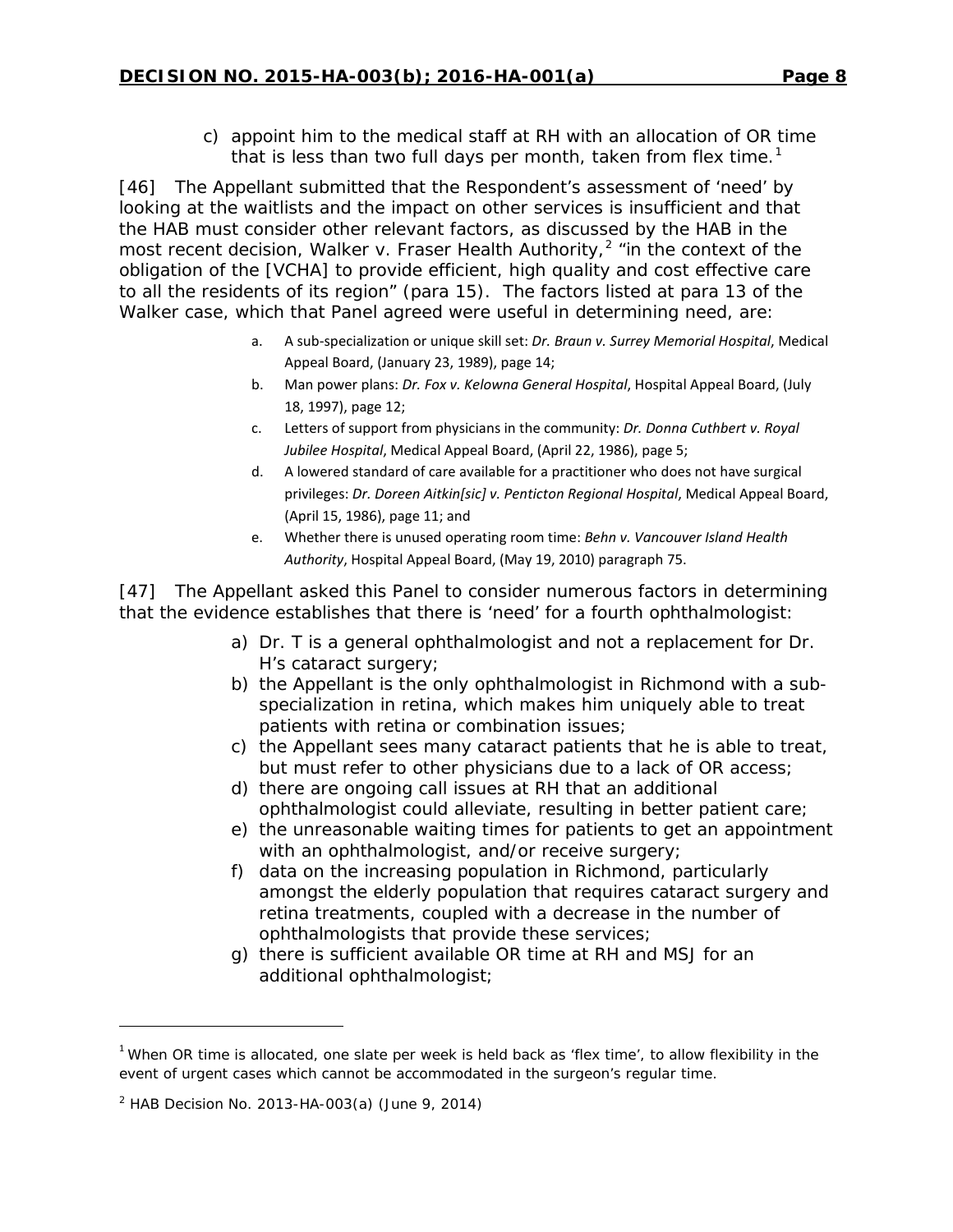c) appoint him to the medical staff at RH with an allocation of OR time that is less than two full days per month, taken from flex time.[1]

[46] The Appellant submitted that the Respondent's assessment of 'need' by looking at the waitlists and the impact on other services is insufficient and that the HAB must consider other relevant factors, as discussed by the HAB in the most recent decision, Walker v. Fraser Health Authority,[2] "in the context of the obligation of the [VCHA] to provide efficient, high quality and cost effective care to all the residents of its region" (para 15). The factors listed at para 13 of the Walker case, which that Panel agreed were useful in determining need, are:

a. A sub-specialization or unique skill set: *Dr. Braun v. Surrey Memorial Hospital*, Medical Appeal Board, (January 23, 1989), page 14;
b. Man power plans: *Dr. Fox v. Kelowna General Hospital*, Hospital Appeal Board, (July 18, 1997), page 12;
c. Letters of support from physicians in the community: *Dr. Donna Cuthbert v. Royal Jubilee Hospital*, Medical Appeal Board, (April 22, 1986), page 5;
d. A lowered standard of care available for a practitioner who does not have surgical privileges: *Dr. Doreen Aitkin[sic] v. Penticton Regional Hospital*, Medical Appeal Board, (April 15, 1986), page 11; and
e. Whether there is unused operating room time: *Behn v. Vancouver Island Health Authority*, Hospital Appeal Board, (May 19, 2010) paragraph 75.

[47] The Appellant asked this Panel to consider numerous factors in determining that the evidence establishes that there is 'need' for a fourth ophthalmologist:

a) Dr. T is a general ophthalmologist and not a replacement for Dr. H's cataract surgery;
b) the Appellant is the only ophthalmologist in Richmond with a sub-specialization in retina, which makes him uniquely able to treat patients with retina or combination issues;
c) the Appellant sees many cataract patients that he is able to treat, but must refer to other physicians due to a lack of OR access;
d) there are ongoing call issues at RH that an additional ophthalmologist could alleviate, resulting in better patient care;
e) the unreasonable waiting times for patients to get an appointment with an ophthalmologist, and/or receive surgery;
f) data on the increasing population in Richmond, particularly amongst the elderly population that requires cataract surgery and retina treatments, coupled with a decrease in the number of ophthalmologists that provide these services;
g) there is sufficient available OR time at RH and MSJ for an additional ophthalmologist;

---

[1] When OR time is allocated, one slate per week is held back as 'flex time', to allow flexibility in the event of urgent cases which cannot be accommodated in the surgeon's regular time.

[2] HAB Decision No. 2013-HA-003(a) (June 9, 2014)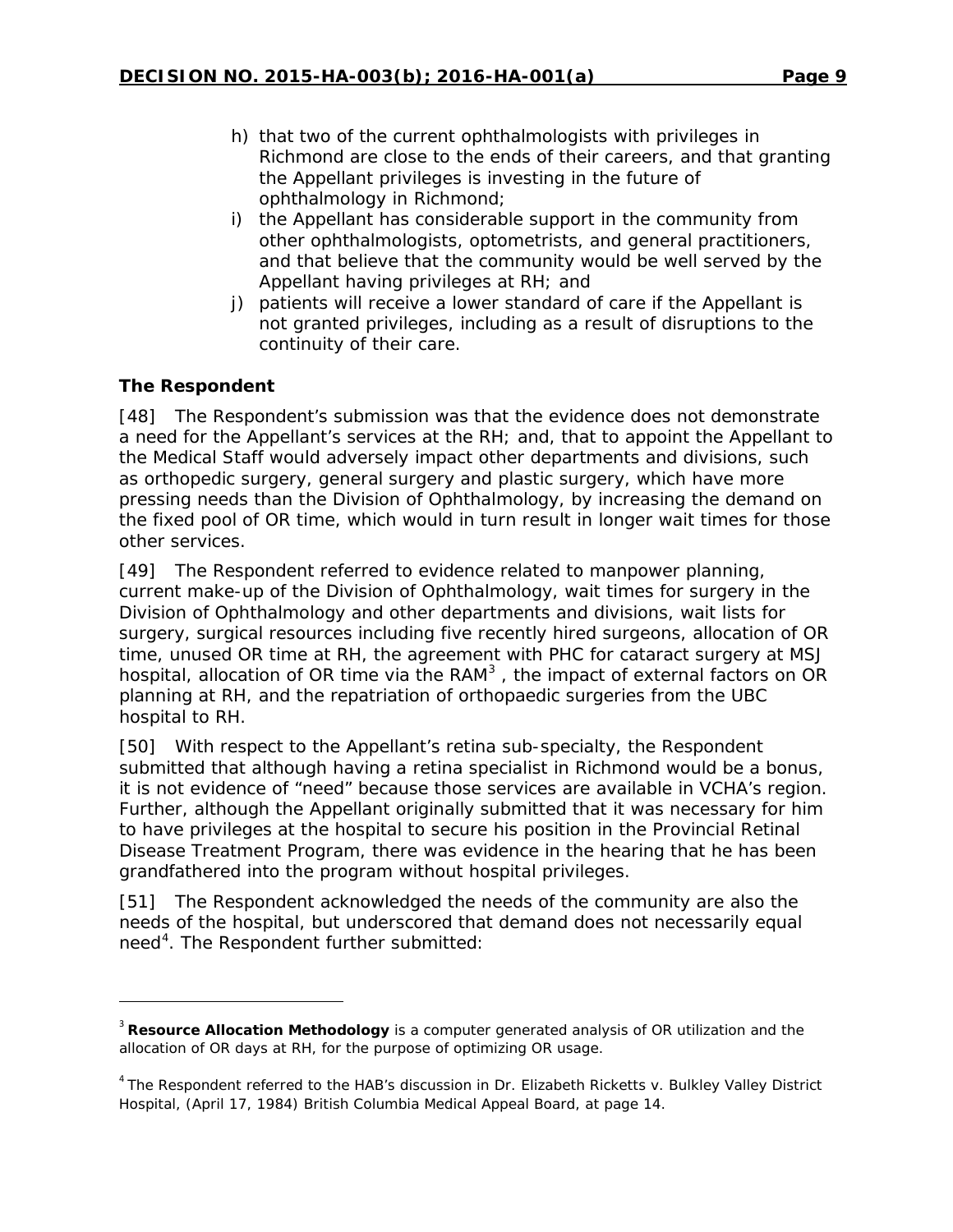h) that two of the current ophthalmologists with privileges in Richmond are close to the ends of their careers, and that granting the Appellant privileges is investing in the future of ophthalmology in Richmond;
i) the Appellant has considerable support in the community from other ophthalmologists, optometrists, and general practitioners, and that believe that the community would be well served by the Appellant having privileges at RH; and
j) patients will receive a lower standard of care if the Appellant is not granted privileges, including as a result of disruptions to the continuity of their care.

**The Respondent**

[48] The Respondent's submission was that the evidence does not demonstrate a need for the Appellant's services at the RH; and, that to appoint the Appellant to the Medical Staff would adversely impact other departments and divisions, such as orthopedic surgery, general surgery and plastic surgery, which have more pressing needs than the Division of Ophthalmology, by increasing the demand on the fixed pool of OR time, which would in turn result in longer wait times for those other services.

[49] The Respondent referred to evidence related to manpower planning, current make-up of the Division of Ophthalmology, wait times for surgery in the Division of Ophthalmology and other departments and divisions, wait lists for surgery, surgical resources including five recently hired surgeons, allocation of OR time, unused OR time at RH, the agreement with PHC for cataract surgery at MSJ hospital, allocation of OR time via the RAM[3] , the impact of external factors on OR planning at RH, and the repatriation of orthopaedic surgeries from the UBC hospital to RH.

[50] With respect to the Appellant's retina sub-specialty, the Respondent submitted that although having a retina specialist in Richmond would be a bonus, it is not evidence of "need" because those services are available in VCHA's region. Further, although the Appellant originally submitted that it was necessary for him to have privileges at the hospital to secure his position in the Provincial Retinal Disease Treatment Program, there was evidence in the hearing that he has been grandfathered into the program without hospital privileges.

[51] The Respondent acknowledged the needs of the community are also the needs of the hospital, but underscored that demand does not necessarily equal need[4]. The Respondent further submitted:

---

[3] **Resource Allocation Methodology** is a computer generated analysis of OR utilization and the allocation of OR days at RH, for the purpose of optimizing OR usage.

[4] The Respondent referred to the HAB's discussion in Dr. Elizabeth Ricketts v. Bulkley Valley District Hospital, (April 17, 1984) British Columbia Medical Appeal Board, at page 14.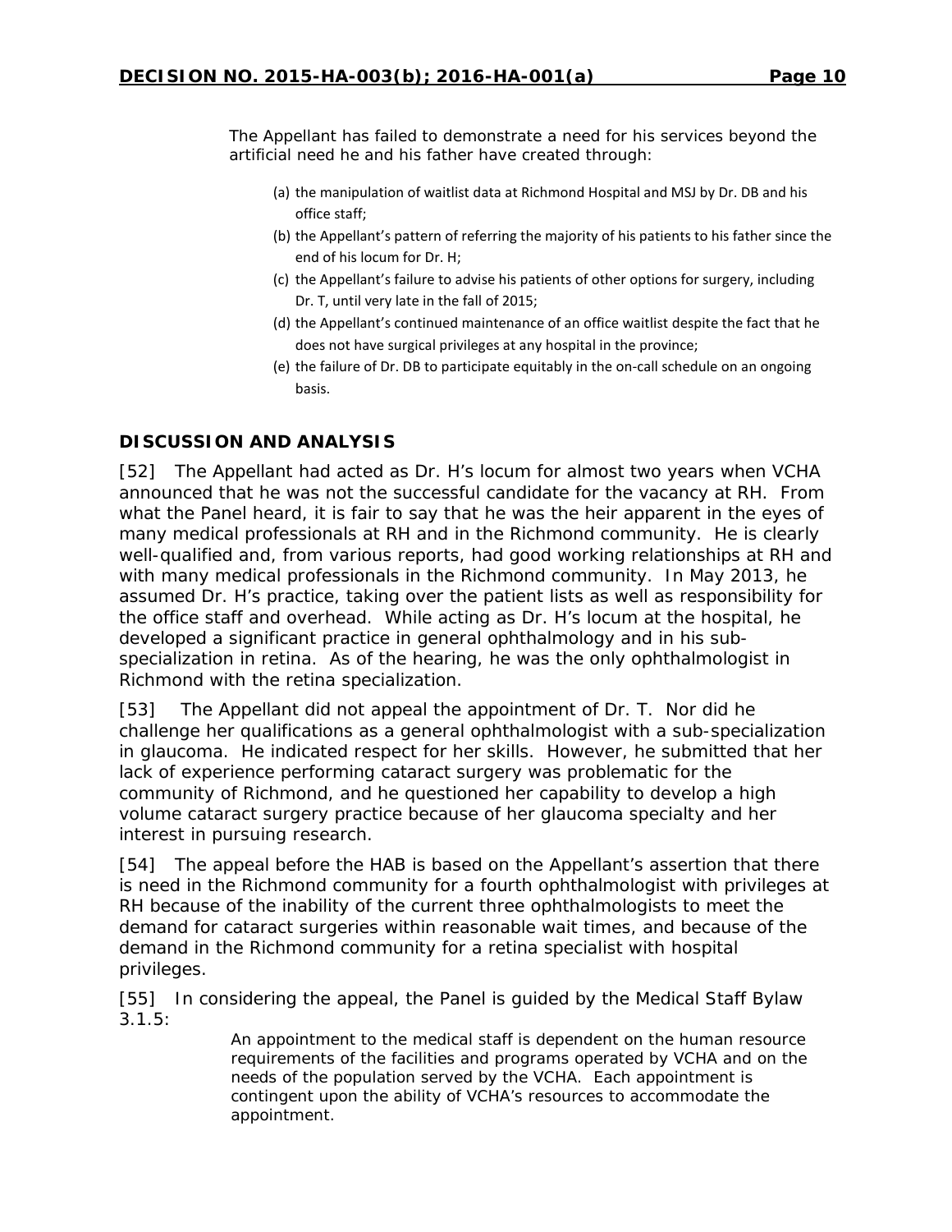> The Appellant has failed to demonstrate a need for his services beyond the artificial need he and his father have created through:
>
> (a) the manipulation of waitlist data at Richmond Hospital and MSJ by Dr. DB and his office staff;
>
> (b) the Appellant's pattern of referring the majority of his patients to his father since the end of his locum for Dr. H;
>
> (c) the Appellant's failure to advise his patients of other options for surgery, including Dr. T, until very late in the fall of 2015;
>
> (d) the Appellant's continued maintenance of an office waitlist despite the fact that he does not have surgical privileges at any hospital in the province;
>
> (e) the failure of Dr. DB to participate equitably in the on-call schedule on an ongoing basis.

## DISCUSSION AND ANALYSIS

[52] The Appellant had acted as Dr. H's locum for almost two years when VCHA announced that he was not the successful candidate for the vacancy at RH. From what the Panel heard, it is fair to say that he was the heir apparent in the eyes of many medical professionals at RH and in the Richmond community. He is clearly well-qualified and, from various reports, had good working relationships at RH and with many medical professionals in the Richmond community. In May 2013, he assumed Dr. H's practice, taking over the patient lists as well as responsibility for the office staff and overhead. While acting as Dr. H's locum at the hospital, he developed a significant practice in general ophthalmology and in his sub-specialization in retina. As of the hearing, he was the only ophthalmologist in Richmond with the retina specialization.

[53] The Appellant did not appeal the appointment of Dr. T. Nor did he challenge her qualifications as a general ophthalmologist with a sub-specialization in glaucoma. He indicated respect for her skills. However, he submitted that her lack of experience performing cataract surgery was problematic for the community of Richmond, and he questioned her capability to develop a high volume cataract surgery practice because of her glaucoma specialty and her interest in pursuing research.

[54] The appeal before the HAB is based on the Appellant's assertion that there is need in the Richmond community for a fourth ophthalmologist with privileges at RH because of the inability of the current three ophthalmologists to meet the demand for cataract surgeries within reasonable wait times, and because of the demand in the Richmond community for a retina specialist with hospital privileges.

[55] In considering the appeal, the Panel is guided by the Medical Staff Bylaw 3.1.5:

> An appointment to the medical staff is dependent on the human resource requirements of the facilities and programs operated by VCHA and on the needs of the population served by the VCHA. Each appointment is contingent upon the ability of VCHA's resources to accommodate the appointment.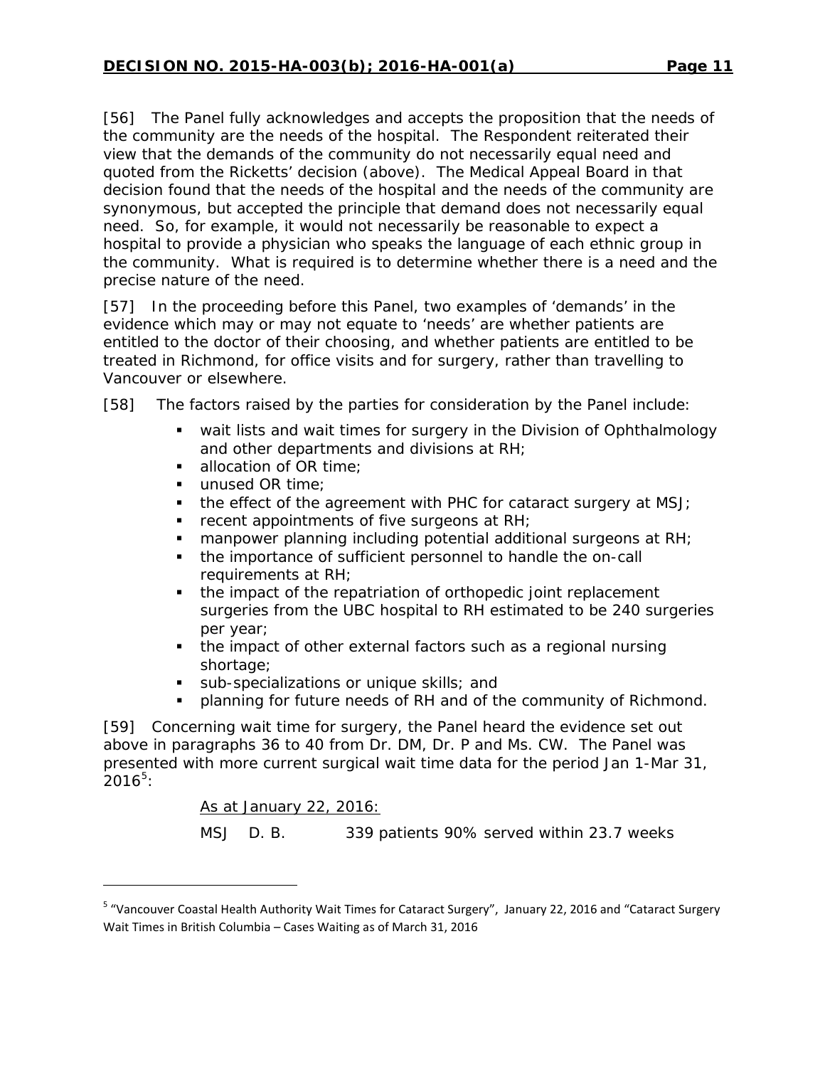[56] The Panel fully acknowledges and accepts the proposition that the needs of the community are the needs of the hospital. The Respondent reiterated their view that the demands of the community do not necessarily equal need and quoted from the Ricketts' decision (above). The Medical Appeal Board in that decision found that the needs of the hospital and the needs of the community are synonymous, but accepted the principle that demand does not necessarily equal need. So, for example, it would not necessarily be reasonable to expect a hospital to provide a physician who speaks the language of each ethnic group in the community. What is required is to determine whether there is a need and the precise nature of the need.

[57] In the proceeding before this Panel, two examples of 'demands' in the evidence which may or may not equate to 'needs' are whether patients are entitled to the doctor of their choosing, and whether patients are entitled to be treated in Richmond, for office visits and for surgery, rather than travelling to Vancouver or elsewhere.

[58] The factors raised by the parties for consideration by the Panel include:

- wait lists and wait times for surgery in the Division of Ophthalmology and other departments and divisions at RH;
- allocation of OR time;
- unused OR time;
- the effect of the agreement with PHC for cataract surgery at MSJ;
- recent appointments of five surgeons at RH;
- manpower planning including potential additional surgeons at RH;
- the importance of sufficient personnel to handle the on-call requirements at RH;
- the impact of the repatriation of orthopedic joint replacement surgeries from the UBC hospital to RH estimated to be 240 surgeries per year;
- the impact of other external factors such as a regional nursing shortage;
- sub-specializations or unique skills; and
- planning for future needs of RH and of the community of Richmond.

[59] Concerning wait time for surgery, the Panel heard the evidence set out above in paragraphs 36 to 40 from Dr. DM, Dr. P and Ms. CW. The Panel was presented with more current surgical wait time data for the period Jan 1-Mar 31, 2016[5]:

As at January 22, 2016:

MSJ D. B. 339 patients 90% served within 23.7 weeks

---

[5] "Vancouver Coastal Health Authority Wait Times for Cataract Surgery", January 22, 2016 and "Cataract Surgery Wait Times in British Columbia – Cases Waiting as of March 31, 2016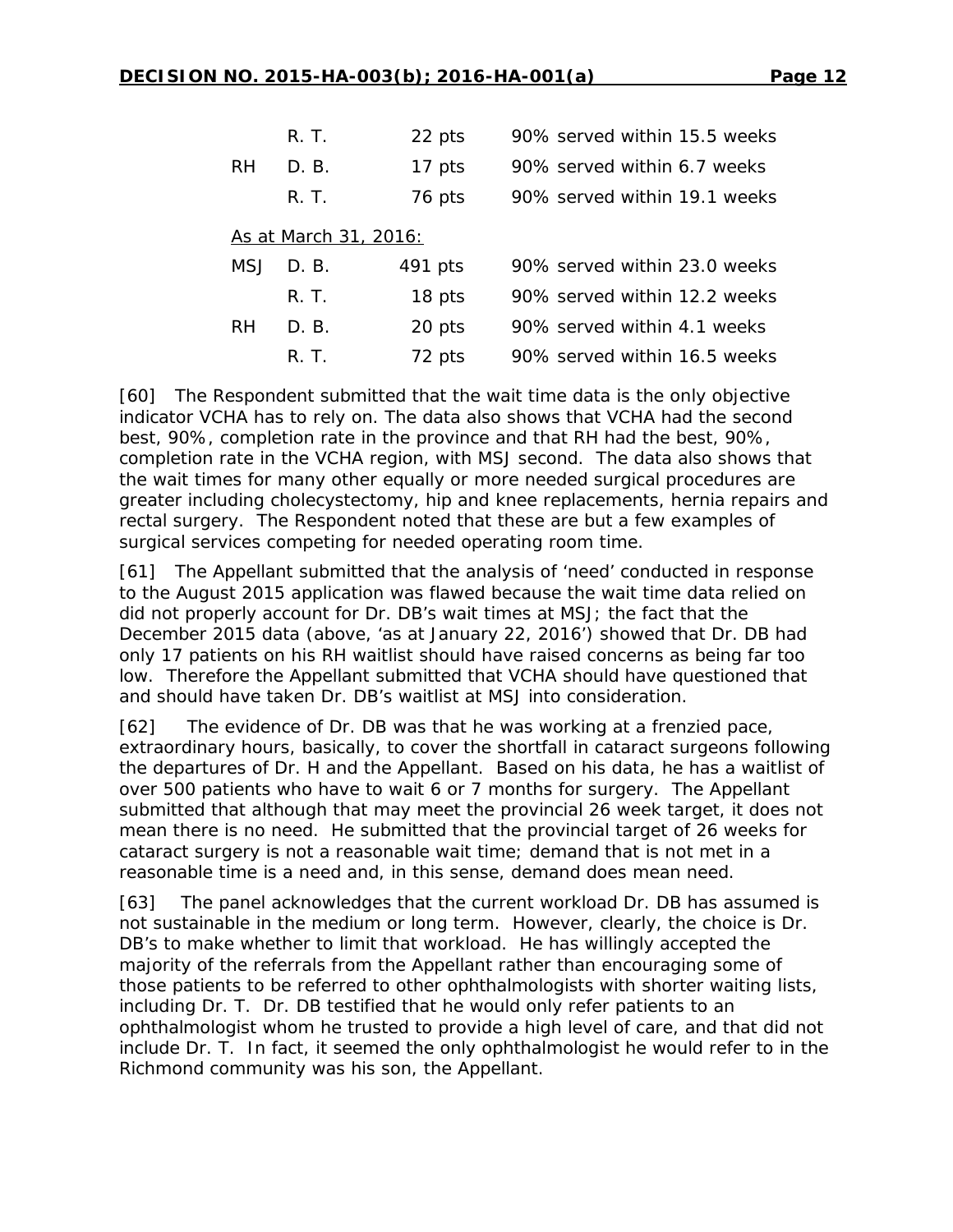| | | | |
|---|---|---|---|
| | R. T. | 22 pts | 90% served within 15.5 weeks |
| RH | D. B. | 17 pts | 90% served within 6.7 weeks |
| | R. T. | 76 pts | 90% served within 19.1 weeks |

As at March 31, 2016:

| | | | |
|---|---|---|---|
| MSJ | D. B. | 491 pts | 90% served within 23.0 weeks |
| | R. T. | 18 pts | 90% served within 12.2 weeks |
| RH | D. B. | 20 pts | 90% served within 4.1 weeks |
| | R. T. | 72 pts | 90% served within 16.5 weeks |

[60] The Respondent submitted that the wait time data is the only objective indicator VCHA has to rely on. The data also shows that VCHA had the second best, 90%, completion rate in the province and that RH had the best, 90%, completion rate in the VCHA region, with MSJ second. The data also shows that the wait times for many other equally or more needed surgical procedures are greater including cholecystectomy, hip and knee replacements, hernia repairs and rectal surgery. The Respondent noted that these are but a few examples of surgical services competing for needed operating room time.

[61] The Appellant submitted that the analysis of 'need' conducted in response to the August 2015 application was flawed because the wait time data relied on did not properly account for Dr. DB's wait times at MSJ; the fact that the December 2015 data (above, 'as at January 22, 2016') showed that Dr. DB had only 17 patients on his RH waitlist should have raised concerns as being far too low. Therefore the Appellant submitted that VCHA should have questioned that and should have taken Dr. DB's waitlist at MSJ into consideration.

[62] The evidence of Dr. DB was that he was working at a frenzied pace, extraordinary hours, basically, to cover the shortfall in cataract surgeons following the departures of Dr. H and the Appellant. Based on his data, he has a waitlist of over 500 patients who have to wait 6 or 7 months for surgery. The Appellant submitted that although that may meet the provincial 26 week target, it does not mean there is no need. He submitted that the provincial target of 26 weeks for cataract surgery is not a reasonable wait time; demand that is not met in a reasonable time is a need and, in this sense, demand does mean need.

[63] The panel acknowledges that the current workload Dr. DB has assumed is not sustainable in the medium or long term. However, clearly, the choice is Dr. DB's to make whether to limit that workload. He has willingly accepted the majority of the referrals from the Appellant rather than encouraging some of those patients to be referred to other ophthalmologists with shorter waiting lists, including Dr. T. Dr. DB testified that he would only refer patients to an ophthalmologist whom he trusted to provide a high level of care, and that did not include Dr. T. In fact, it seemed the only ophthalmologist he would refer to in the Richmond community was his son, the Appellant.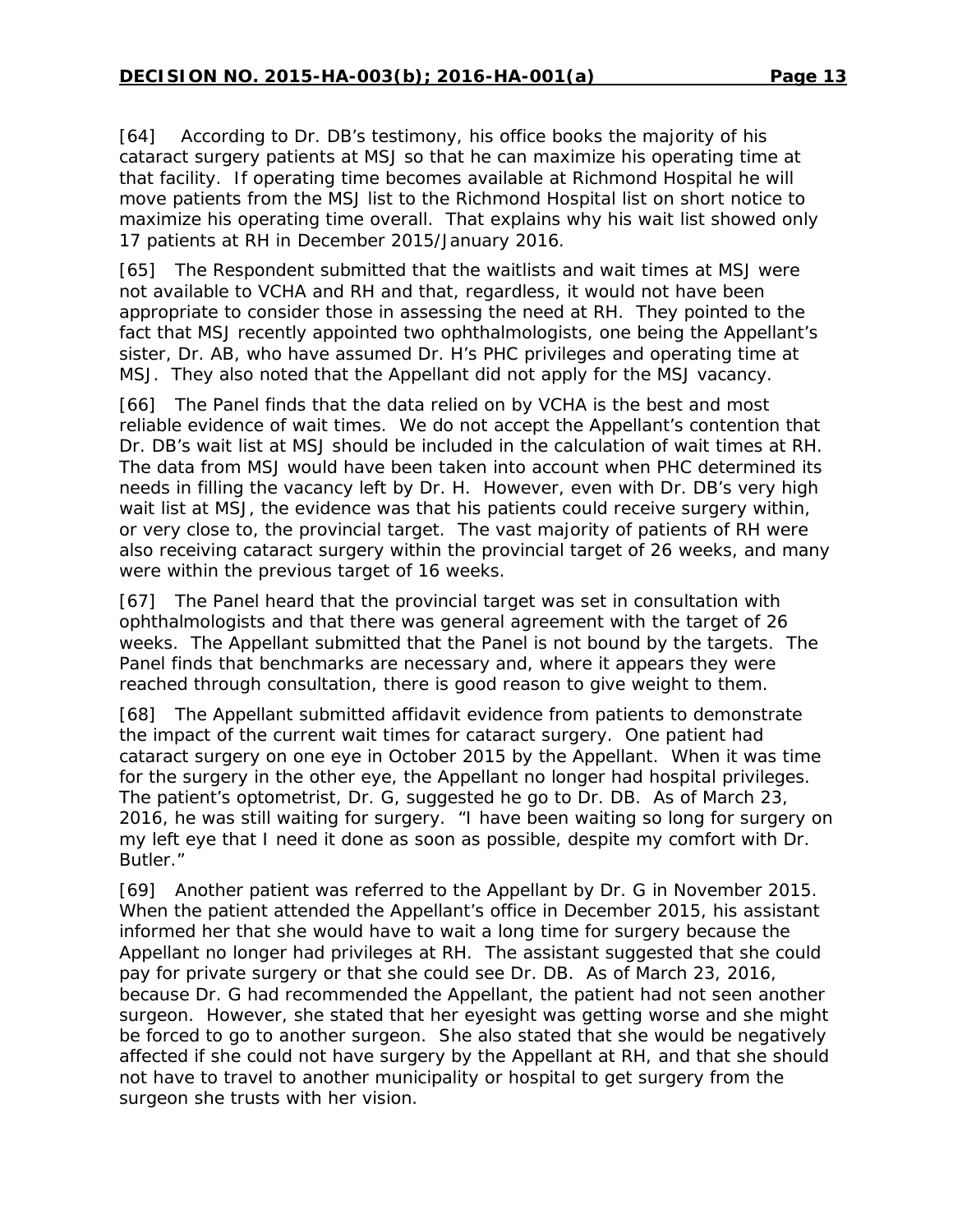[64] According to Dr. DB's testimony, his office books the majority of his cataract surgery patients at MSJ so that he can maximize his operating time at that facility. If operating time becomes available at Richmond Hospital he will move patients from the MSJ list to the Richmond Hospital list on short notice to maximize his operating time overall. That explains why his wait list showed only 17 patients at RH in December 2015/January 2016.

[65] The Respondent submitted that the waitlists and wait times at MSJ were not available to VCHA and RH and that, regardless, it would not have been appropriate to consider those in assessing the need at RH. They pointed to the fact that MSJ recently appointed two ophthalmologists, one being the Appellant's sister, Dr. AB, who have assumed Dr. H's PHC privileges and operating time at MSJ. They also noted that the Appellant did not apply for the MSJ vacancy.

[66] The Panel finds that the data relied on by VCHA is the best and most reliable evidence of wait times. We do not accept the Appellant's contention that Dr. DB's wait list at MSJ should be included in the calculation of wait times at RH. The data from MSJ would have been taken into account when PHC determined its needs in filling the vacancy left by Dr. H. However, even with Dr. DB's very high wait list at MSJ, the evidence was that his patients could receive surgery within, or very close to, the provincial target. The vast majority of patients of RH were also receiving cataract surgery within the provincial target of 26 weeks, and many were within the previous target of 16 weeks.

[67] The Panel heard that the provincial target was set in consultation with ophthalmologists and that there was general agreement with the target of 26 weeks. The Appellant submitted that the Panel is not bound by the targets. The Panel finds that benchmarks are necessary and, where it appears they were reached through consultation, there is good reason to give weight to them.

[68] The Appellant submitted affidavit evidence from patients to demonstrate the impact of the current wait times for cataract surgery. One patient had cataract surgery on one eye in October 2015 by the Appellant. When it was time for the surgery in the other eye, the Appellant no longer had hospital privileges. The patient's optometrist, Dr. G, suggested he go to Dr. DB. As of March 23, 2016, he was still waiting for surgery. "I have been waiting so long for surgery on my left eye that I need it done as soon as possible, despite my comfort with Dr. Butler."

[69] Another patient was referred to the Appellant by Dr. G in November 2015. When the patient attended the Appellant's office in December 2015, his assistant informed her that she would have to wait a long time for surgery because the Appellant no longer had privileges at RH. The assistant suggested that she could pay for private surgery or that she could see Dr. DB. As of March 23, 2016, because Dr. G had recommended the Appellant, the patient had not seen another surgeon. However, she stated that her eyesight was getting worse and she might be forced to go to another surgeon. She also stated that she would be negatively affected if she could not have surgery by the Appellant at RH, and that she should not have to travel to another municipality or hospital to get surgery from the surgeon she trusts with her vision.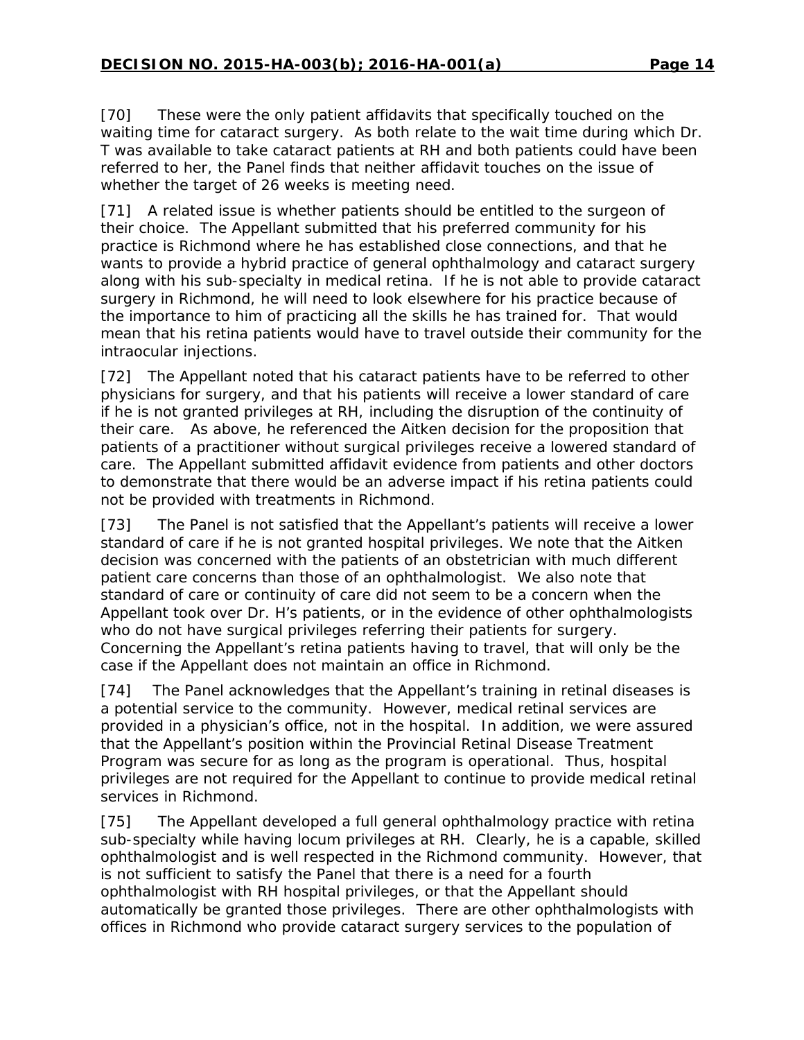[70] These were the only patient affidavits that specifically touched on the waiting time for cataract surgery. As both relate to the wait time during which Dr. T was available to take cataract patients at RH and both patients could have been referred to her, the Panel finds that neither affidavit touches on the issue of whether the target of 26 weeks is meeting need.

[71] A related issue is whether patients should be entitled to the surgeon of their choice. The Appellant submitted that his preferred community for his practice is Richmond where he has established close connections, and that he wants to provide a hybrid practice of general ophthalmology and cataract surgery along with his sub-specialty in medical retina. If he is not able to provide cataract surgery in Richmond, he will need to look elsewhere for his practice because of the importance to him of practicing all the skills he has trained for. That would mean that his retina patients would have to travel outside their community for the intraocular injections.

[72] The Appellant noted that his cataract patients have to be referred to other physicians for surgery, and that his patients will receive a lower standard of care if he is not granted privileges at RH, including the disruption of the continuity of their care. As above, he referenced the Aitken decision for the proposition that patients of a practitioner without surgical privileges receive a lowered standard of care. The Appellant submitted affidavit evidence from patients and other doctors to demonstrate that there would be an adverse impact if his retina patients could not be provided with treatments in Richmond.

[73] The Panel is not satisfied that the Appellant's patients will receive a lower standard of care if he is not granted hospital privileges. We note that the Aitken decision was concerned with the patients of an obstetrician with much different patient care concerns than those of an ophthalmologist. We also note that standard of care or continuity of care did not seem to be a concern when the Appellant took over Dr. H's patients, or in the evidence of other ophthalmologists who do not have surgical privileges referring their patients for surgery. Concerning the Appellant's retina patients having to travel, that will only be the case if the Appellant does not maintain an office in Richmond.

[74] The Panel acknowledges that the Appellant's training in retinal diseases is a potential service to the community. However, medical retinal services are provided in a physician's office, not in the hospital. In addition, we were assured that the Appellant's position within the Provincial Retinal Disease Treatment Program was secure for as long as the program is operational. Thus, hospital privileges are not required for the Appellant to continue to provide medical retinal services in Richmond.

[75] The Appellant developed a full general ophthalmology practice with retina sub-specialty while having locum privileges at RH. Clearly, he is a capable, skilled ophthalmologist and is well respected in the Richmond community. However, that is not sufficient to satisfy the Panel that there is a need for a fourth ophthalmologist with RH hospital privileges, or that the Appellant should automatically be granted those privileges. There are other ophthalmologists with offices in Richmond who provide cataract surgery services to the population of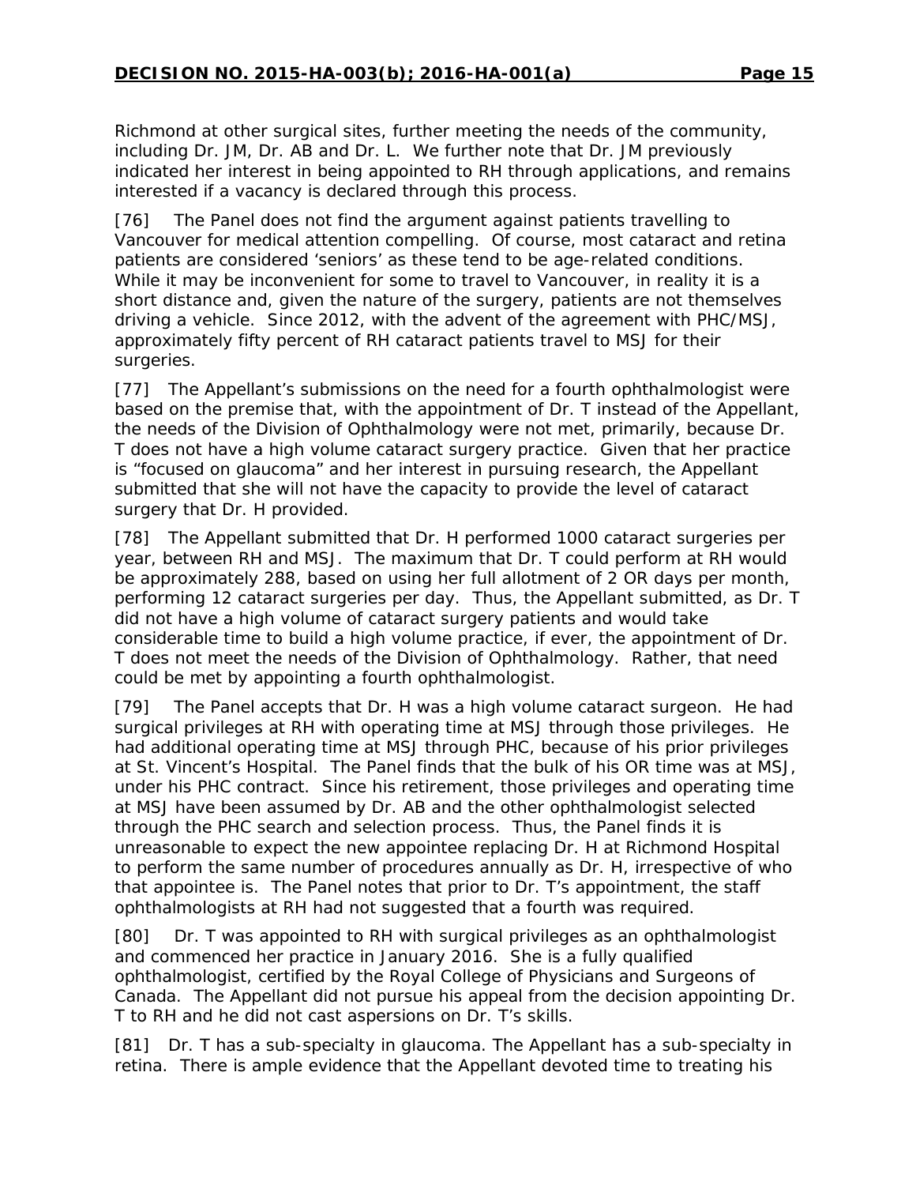Richmond at other surgical sites, further meeting the needs of the community, including Dr. JM, Dr. AB and Dr. L. We further note that Dr. JM previously indicated her interest in being appointed to RH through applications, and remains interested if a vacancy is declared through this process.

[76] The Panel does not find the argument against patients travelling to Vancouver for medical attention compelling. Of course, most cataract and retina patients are considered 'seniors' as these tend to be age-related conditions. While it may be inconvenient for some to travel to Vancouver, in reality it is a short distance and, given the nature of the surgery, patients are not themselves driving a vehicle. Since 2012, with the advent of the agreement with PHC/MSJ, approximately fifty percent of RH cataract patients travel to MSJ for their surgeries.

[77] The Appellant's submissions on the need for a fourth ophthalmologist were based on the premise that, with the appointment of Dr. T instead of the Appellant, the needs of the Division of Ophthalmology were not met, primarily, because Dr. T does not have a high volume cataract surgery practice. Given that her practice is "focused on glaucoma" and her interest in pursuing research, the Appellant submitted that she will not have the capacity to provide the level of cataract surgery that Dr. H provided.

[78] The Appellant submitted that Dr. H performed 1000 cataract surgeries per year, between RH and MSJ. The maximum that Dr. T could perform at RH would be approximately 288, based on using her full allotment of 2 OR days per month, performing 12 cataract surgeries per day. Thus, the Appellant submitted, as Dr. T did not have a high volume of cataract surgery patients and would take considerable time to build a high volume practice, if ever, the appointment of Dr. T does not meet the needs of the Division of Ophthalmology. Rather, that need could be met by appointing a fourth ophthalmologist.

[79] The Panel accepts that Dr. H was a high volume cataract surgeon. He had surgical privileges at RH with operating time at MSJ through those privileges. He had additional operating time at MSJ through PHC, because of his prior privileges at St. Vincent's Hospital. The Panel finds that the bulk of his OR time was at MSJ, under his PHC contract. Since his retirement, those privileges and operating time at MSJ have been assumed by Dr. AB and the other ophthalmologist selected through the PHC search and selection process. Thus, the Panel finds it is unreasonable to expect the new appointee replacing Dr. H at Richmond Hospital to perform the same number of procedures annually as Dr. H, irrespective of who that appointee is. The Panel notes that prior to Dr. T's appointment, the staff ophthalmologists at RH had not suggested that a fourth was required.

[80] Dr. T was appointed to RH with surgical privileges as an ophthalmologist and commenced her practice in January 2016. She is a fully qualified ophthalmologist, certified by the Royal College of Physicians and Surgeons of Canada. The Appellant did not pursue his appeal from the decision appointing Dr. T to RH and he did not cast aspersions on Dr. T's skills.

[81] Dr. T has a sub-specialty in glaucoma. The Appellant has a sub-specialty in retina. There is ample evidence that the Appellant devoted time to treating his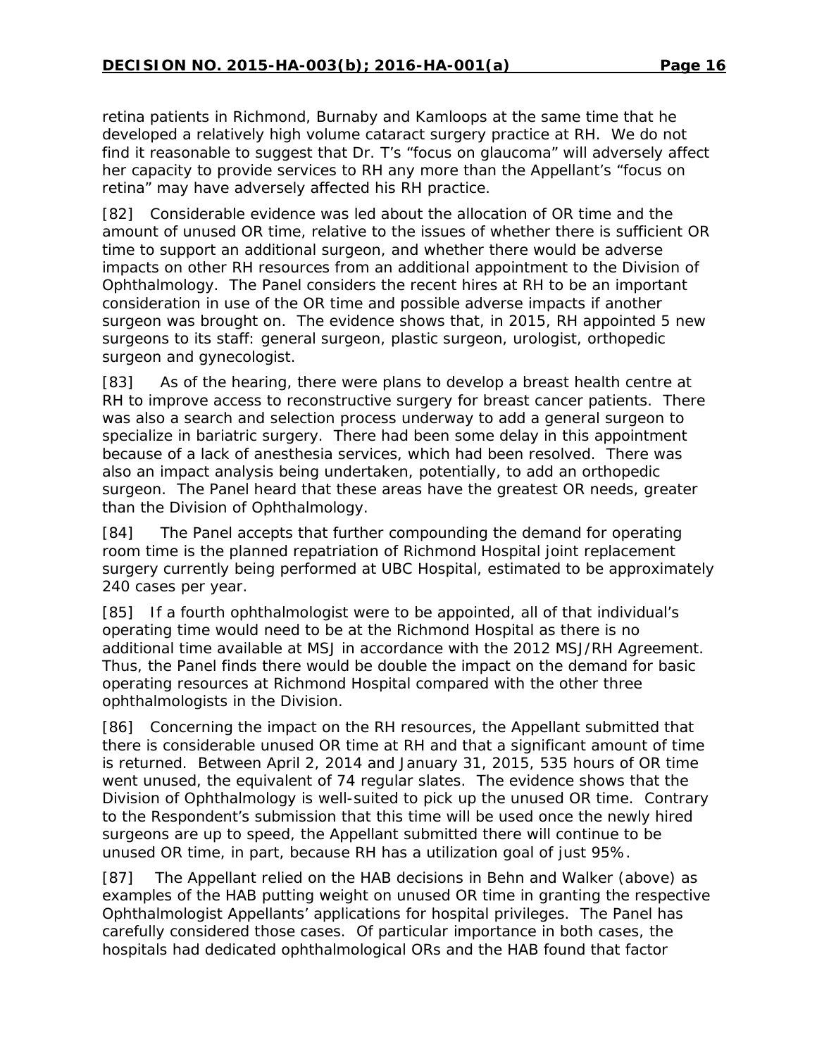retina patients in Richmond, Burnaby and Kamloops at the same time that he developed a relatively high volume cataract surgery practice at RH. We do not find it reasonable to suggest that Dr. T's "focus on glaucoma" will adversely affect her capacity to provide services to RH any more than the Appellant's "focus on retina" may have adversely affected his RH practice.

[82] Considerable evidence was led about the allocation of OR time and the amount of unused OR time, relative to the issues of whether there is sufficient OR time to support an additional surgeon, and whether there would be adverse impacts on other RH resources from an additional appointment to the Division of Ophthalmology. The Panel considers the recent hires at RH to be an important consideration in use of the OR time and possible adverse impacts if another surgeon was brought on. The evidence shows that, in 2015, RH appointed 5 new surgeons to its staff: general surgeon, plastic surgeon, urologist, orthopedic surgeon and gynecologist.

[83] As of the hearing, there were plans to develop a breast health centre at RH to improve access to reconstructive surgery for breast cancer patients. There was also a search and selection process underway to add a general surgeon to specialize in bariatric surgery. There had been some delay in this appointment because of a lack of anesthesia services, which had been resolved. There was also an impact analysis being undertaken, potentially, to add an orthopedic surgeon. The Panel heard that these areas have the greatest OR needs, greater than the Division of Ophthalmology.

[84] The Panel accepts that further compounding the demand for operating room time is the planned repatriation of Richmond Hospital joint replacement surgery currently being performed at UBC Hospital, estimated to be approximately 240 cases per year.

[85] If a fourth ophthalmologist were to be appointed, all of that individual's operating time would need to be at the Richmond Hospital as there is no additional time available at MSJ in accordance with the 2012 MSJ/RH Agreement. Thus, the Panel finds there would be double the impact on the demand for basic operating resources at Richmond Hospital compared with the other three ophthalmologists in the Division.

[86] Concerning the impact on the RH resources, the Appellant submitted that there is considerable unused OR time at RH and that a significant amount of time is returned. Between April 2, 2014 and January 31, 2015, 535 hours of OR time went unused, the equivalent of 74 regular slates. The evidence shows that the Division of Ophthalmology is well-suited to pick up the unused OR time. Contrary to the Respondent's submission that this time will be used once the newly hired surgeons are up to speed, the Appellant submitted there will continue to be unused OR time, in part, because RH has a utilization goal of just 95%.

[87] The Appellant relied on the HAB decisions in Behn and Walker (above) as examples of the HAB putting weight on unused OR time in granting the respective Ophthalmologist Appellants' applications for hospital privileges. The Panel has carefully considered those cases. Of particular importance in both cases, the hospitals had dedicated ophthalmological ORs and the HAB found that factor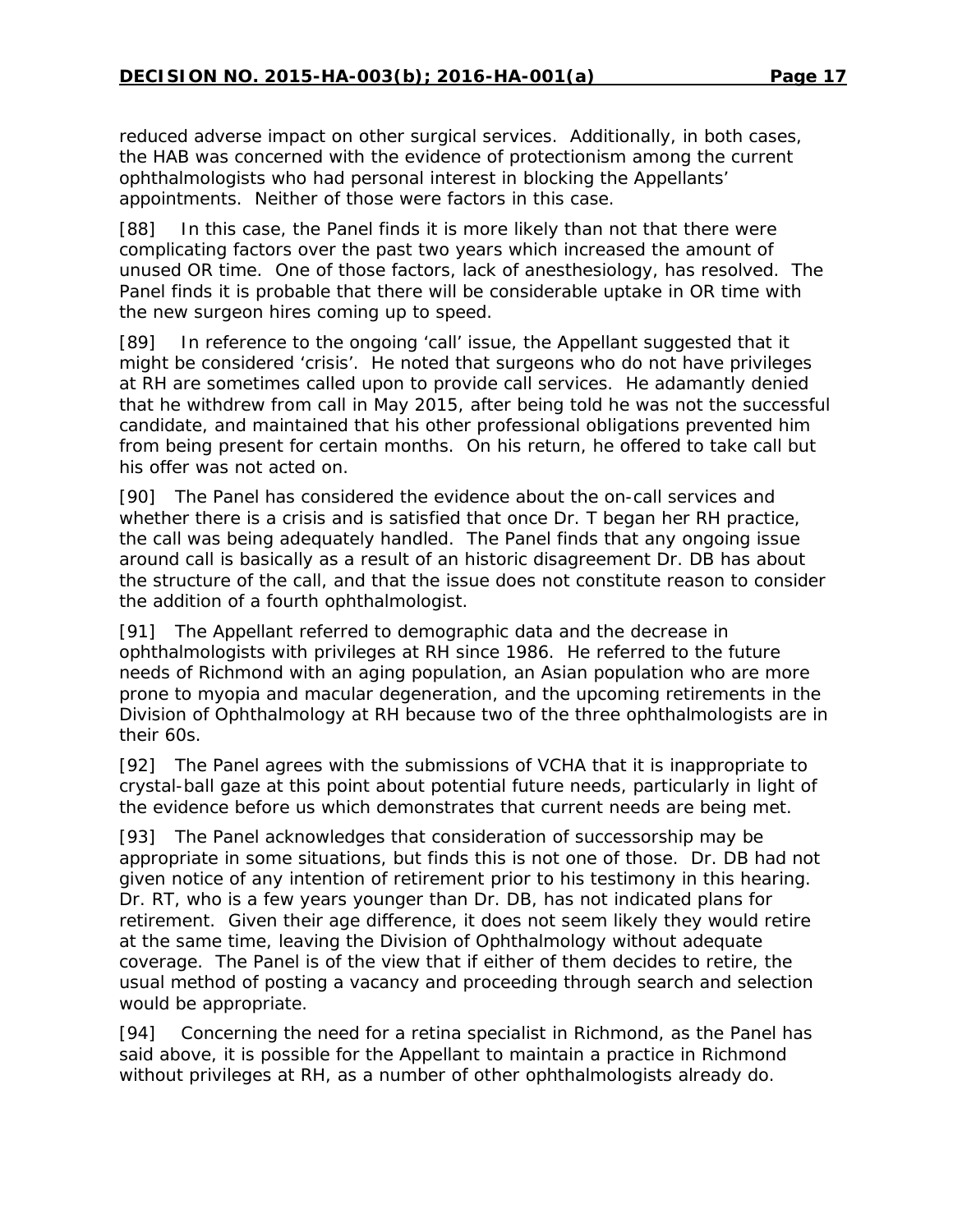reduced adverse impact on other surgical services. Additionally, in both cases, the HAB was concerned with the evidence of protectionism among the current ophthalmologists who had personal interest in blocking the Appellants' appointments. Neither of those were factors in this case.

[88] In this case, the Panel finds it is more likely than not that there were complicating factors over the past two years which increased the amount of unused OR time. One of those factors, lack of anesthesiology, has resolved. The Panel finds it is probable that there will be considerable uptake in OR time with the new surgeon hires coming up to speed.

[89] In reference to the ongoing 'call' issue, the Appellant suggested that it might be considered 'crisis'. He noted that surgeons who do not have privileges at RH are sometimes called upon to provide call services. He adamantly denied that he withdrew from call in May 2015, after being told he was not the successful candidate, and maintained that his other professional obligations prevented him from being present for certain months. On his return, he offered to take call but his offer was not acted on.

[90] The Panel has considered the evidence about the on-call services and whether there is a crisis and is satisfied that once Dr. T began her RH practice, the call was being adequately handled. The Panel finds that any ongoing issue around call is basically as a result of an historic disagreement Dr. DB has about the structure of the call, and that the issue does not constitute reason to consider the addition of a fourth ophthalmologist.

[91] The Appellant referred to demographic data and the decrease in ophthalmologists with privileges at RH since 1986. He referred to the future needs of Richmond with an aging population, an Asian population who are more prone to myopia and macular degeneration, and the upcoming retirements in the Division of Ophthalmology at RH because two of the three ophthalmologists are in their 60s.

[92] The Panel agrees with the submissions of VCHA that it is inappropriate to crystal-ball gaze at this point about potential future needs, particularly in light of the evidence before us which demonstrates that current needs are being met.

[93] The Panel acknowledges that consideration of successorship may be appropriate in some situations, but finds this is not one of those. Dr. DB had not given notice of any intention of retirement prior to his testimony in this hearing. Dr. RT, who is a few years younger than Dr. DB, has not indicated plans for retirement. Given their age difference, it does not seem likely they would retire at the same time, leaving the Division of Ophthalmology without adequate coverage. The Panel is of the view that if either of them decides to retire, the usual method of posting a vacancy and proceeding through search and selection would be appropriate.

[94] Concerning the need for a retina specialist in Richmond, as the Panel has said above, it is possible for the Appellant to maintain a practice in Richmond without privileges at RH, as a number of other ophthalmologists already do.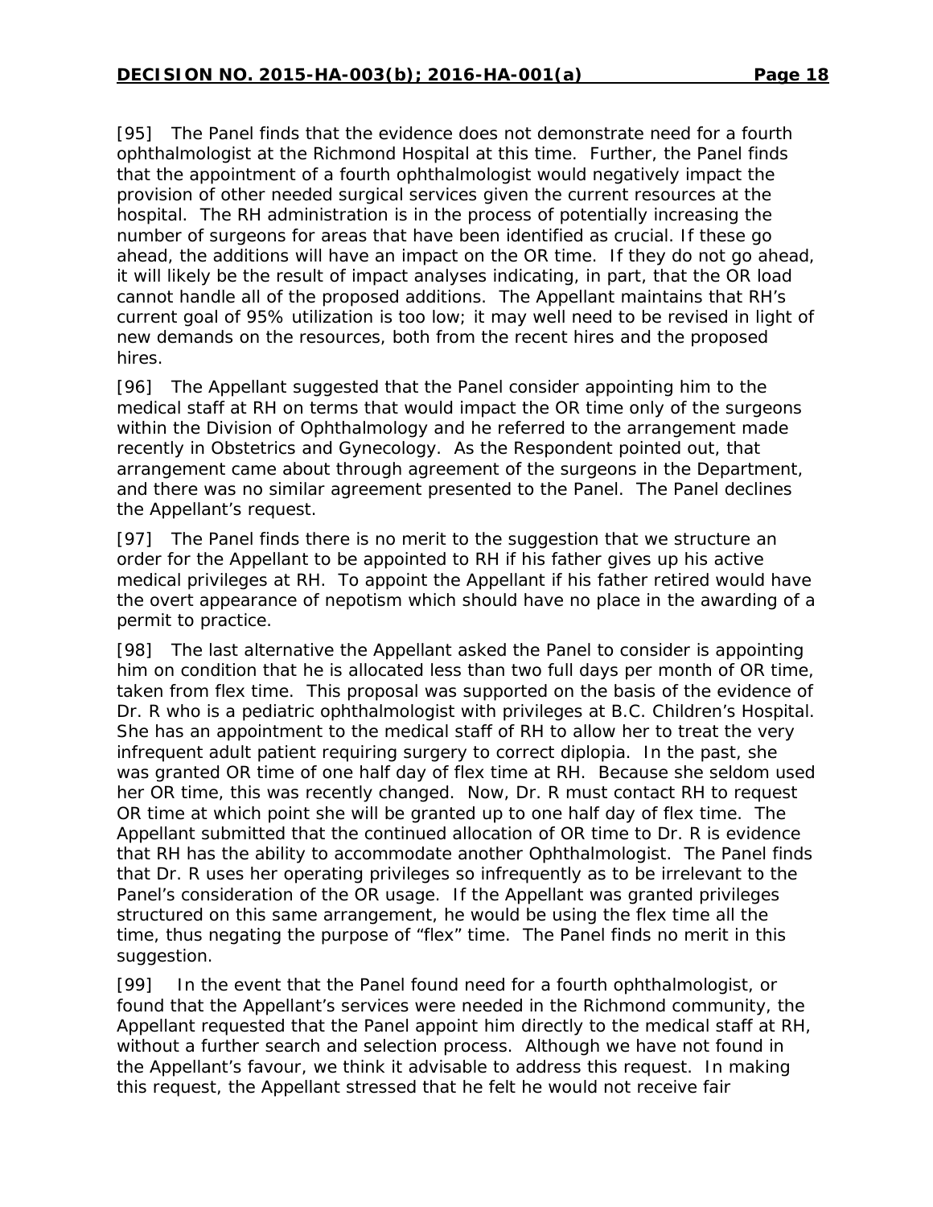[95] The Panel finds that the evidence does not demonstrate need for a fourth ophthalmologist at the Richmond Hospital at this time. Further, the Panel finds that the appointment of a fourth ophthalmologist would negatively impact the provision of other needed surgical services given the current resources at the hospital. The RH administration is in the process of potentially increasing the number of surgeons for areas that have been identified as crucial. If these go ahead, the additions will have an impact on the OR time. If they do not go ahead, it will likely be the result of impact analyses indicating, in part, that the OR load cannot handle all of the proposed additions. The Appellant maintains that RH's current goal of 95% utilization is too low; it may well need to be revised in light of new demands on the resources, both from the recent hires and the proposed hires.

[96] The Appellant suggested that the Panel consider appointing him to the medical staff at RH on terms that would impact the OR time only of the surgeons within the Division of Ophthalmology and he referred to the arrangement made recently in Obstetrics and Gynecology. As the Respondent pointed out, that arrangement came about through agreement of the surgeons in the Department, and there was no similar agreement presented to the Panel. The Panel declines the Appellant's request.

[97] The Panel finds there is no merit to the suggestion that we structure an order for the Appellant to be appointed to RH if his father gives up his active medical privileges at RH. To appoint the Appellant if his father retired would have the overt appearance of nepotism which should have no place in the awarding of a permit to practice.

[98] The last alternative the Appellant asked the Panel to consider is appointing him on condition that he is allocated less than two full days per month of OR time, taken from flex time. This proposal was supported on the basis of the evidence of Dr. R who is a pediatric ophthalmologist with privileges at B.C. Children's Hospital. She has an appointment to the medical staff of RH to allow her to treat the very infrequent adult patient requiring surgery to correct diplopia. In the past, she was granted OR time of one half day of flex time at RH. Because she seldom used her OR time, this was recently changed. Now, Dr. R must contact RH to request OR time at which point she will be granted up to one half day of flex time. The Appellant submitted that the continued allocation of OR time to Dr. R is evidence that RH has the ability to accommodate another Ophthalmologist. The Panel finds that Dr. R uses her operating privileges so infrequently as to be irrelevant to the Panel's consideration of the OR usage. If the Appellant was granted privileges structured on this same arrangement, he would be using the flex time all the time, thus negating the purpose of "flex" time. The Panel finds no merit in this suggestion.

[99] In the event that the Panel found need for a fourth ophthalmologist, or found that the Appellant's services were needed in the Richmond community, the Appellant requested that the Panel appoint him directly to the medical staff at RH, without a further search and selection process. Although we have not found in the Appellant's favour, we think it advisable to address this request. In making this request, the Appellant stressed that he felt he would not receive fair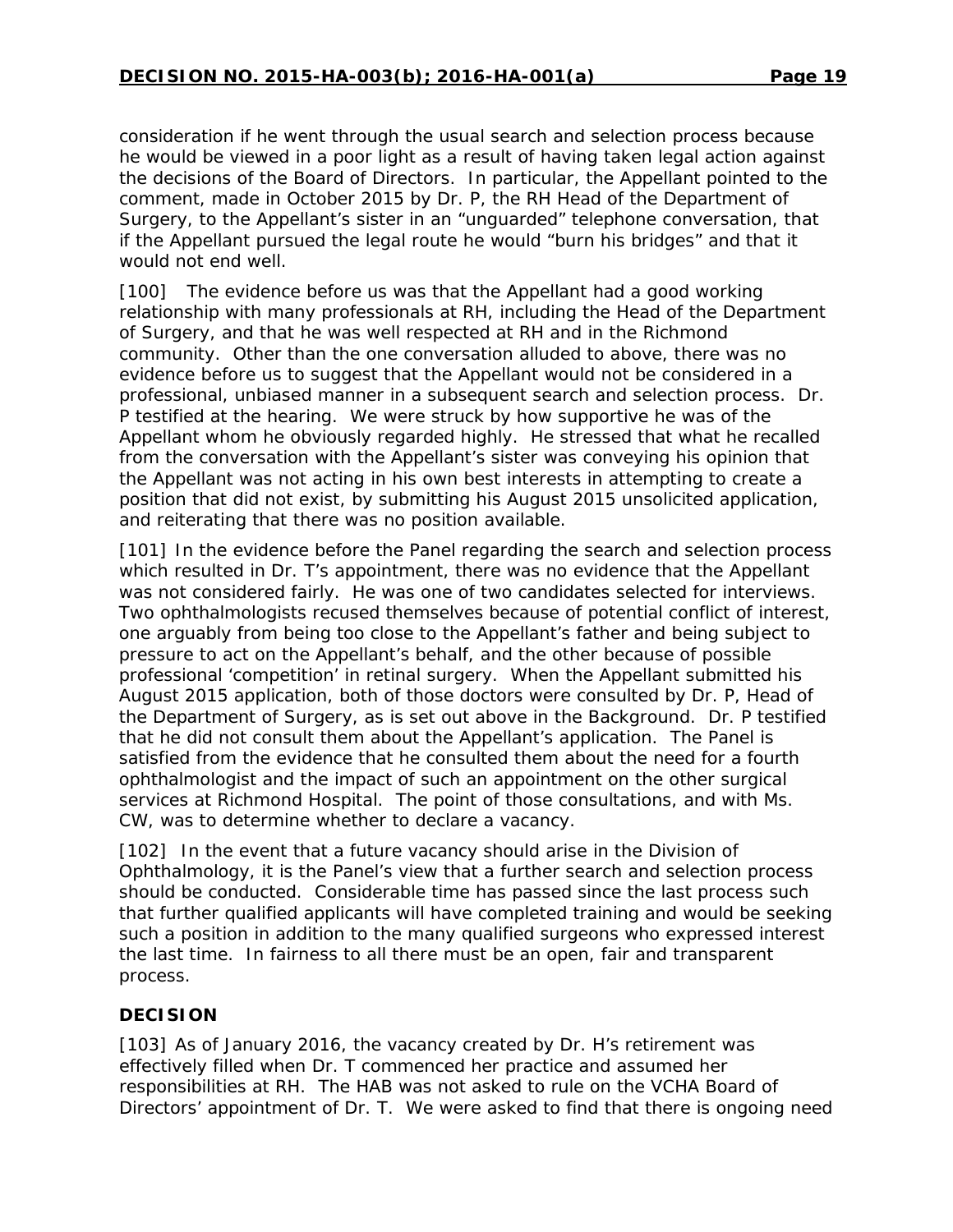consideration if he went through the usual search and selection process because he would be viewed in a poor light as a result of having taken legal action against the decisions of the Board of Directors. In particular, the Appellant pointed to the comment, made in October 2015 by Dr. P, the RH Head of the Department of Surgery, to the Appellant's sister in an "unguarded" telephone conversation, that if the Appellant pursued the legal route he would "burn his bridges" and that it would not end well.

[100] The evidence before us was that the Appellant had a good working relationship with many professionals at RH, including the Head of the Department of Surgery, and that he was well respected at RH and in the Richmond community. Other than the one conversation alluded to above, there was no evidence before us to suggest that the Appellant would not be considered in a professional, unbiased manner in a subsequent search and selection process. Dr. P testified at the hearing. We were struck by how supportive he was of the Appellant whom he obviously regarded highly. He stressed that what he recalled from the conversation with the Appellant's sister was conveying his opinion that the Appellant was not acting in his own best interests in attempting to create a position that did not exist, by submitting his August 2015 unsolicited application, and reiterating that there was no position available.

[101] In the evidence before the Panel regarding the search and selection process which resulted in Dr. T's appointment, there was no evidence that the Appellant was not considered fairly. He was one of two candidates selected for interviews. Two ophthalmologists recused themselves because of potential conflict of interest, one arguably from being too close to the Appellant's father and being subject to pressure to act on the Appellant's behalf, and the other because of possible professional 'competition' in retinal surgery. When the Appellant submitted his August 2015 application, both of those doctors were consulted by Dr. P, Head of the Department of Surgery, as is set out above in the Background. Dr. P testified that he did not consult them about the Appellant's application. The Panel is satisfied from the evidence that he consulted them about the need for a fourth ophthalmologist and the impact of such an appointment on the other surgical services at Richmond Hospital. The point of those consultations, and with Ms. CW, was to determine whether to declare a vacancy.

[102] In the event that a future vacancy should arise in the Division of Ophthalmology, it is the Panel's view that a further search and selection process should be conducted. Considerable time has passed since the last process such that further qualified applicants will have completed training and would be seeking such a position in addition to the many qualified surgeons who expressed interest the last time. In fairness to all there must be an open, fair and transparent process.

## DECISION

[103] As of January 2016, the vacancy created by Dr. H's retirement was effectively filled when Dr. T commenced her practice and assumed her responsibilities at RH. The HAB was not asked to rule on the VCHA Board of Directors' appointment of Dr. T. We were asked to find that there is ongoing need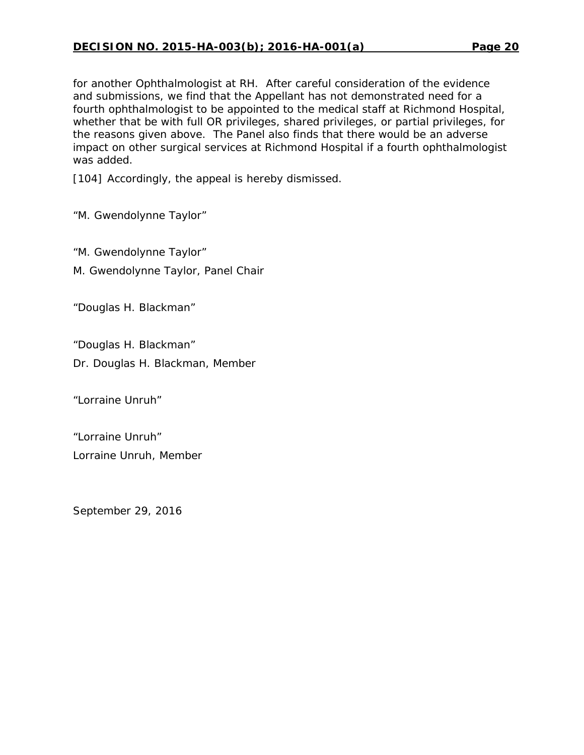for another Ophthalmologist at RH. After careful consideration of the evidence and submissions, we find that the Appellant has not demonstrated need for a fourth ophthalmologist to be appointed to the medical staff at Richmond Hospital, whether that be with full OR privileges, shared privileges, or partial privileges, for the reasons given above. The Panel also finds that there would be an adverse impact on other surgical services at Richmond Hospital if a fourth ophthalmologist was added.

[104] Accordingly, the appeal is hereby dismissed.

"M. Gwendolynne Taylor"

"M. Gwendolynne Taylor"
M. Gwendolynne Taylor, Panel Chair

"Douglas H. Blackman"

"Douglas H. Blackman"
Dr. Douglas H. Blackman, Member

"Lorraine Unruh"

"Lorraine Unruh"
Lorraine Unruh, Member

September 29, 2016